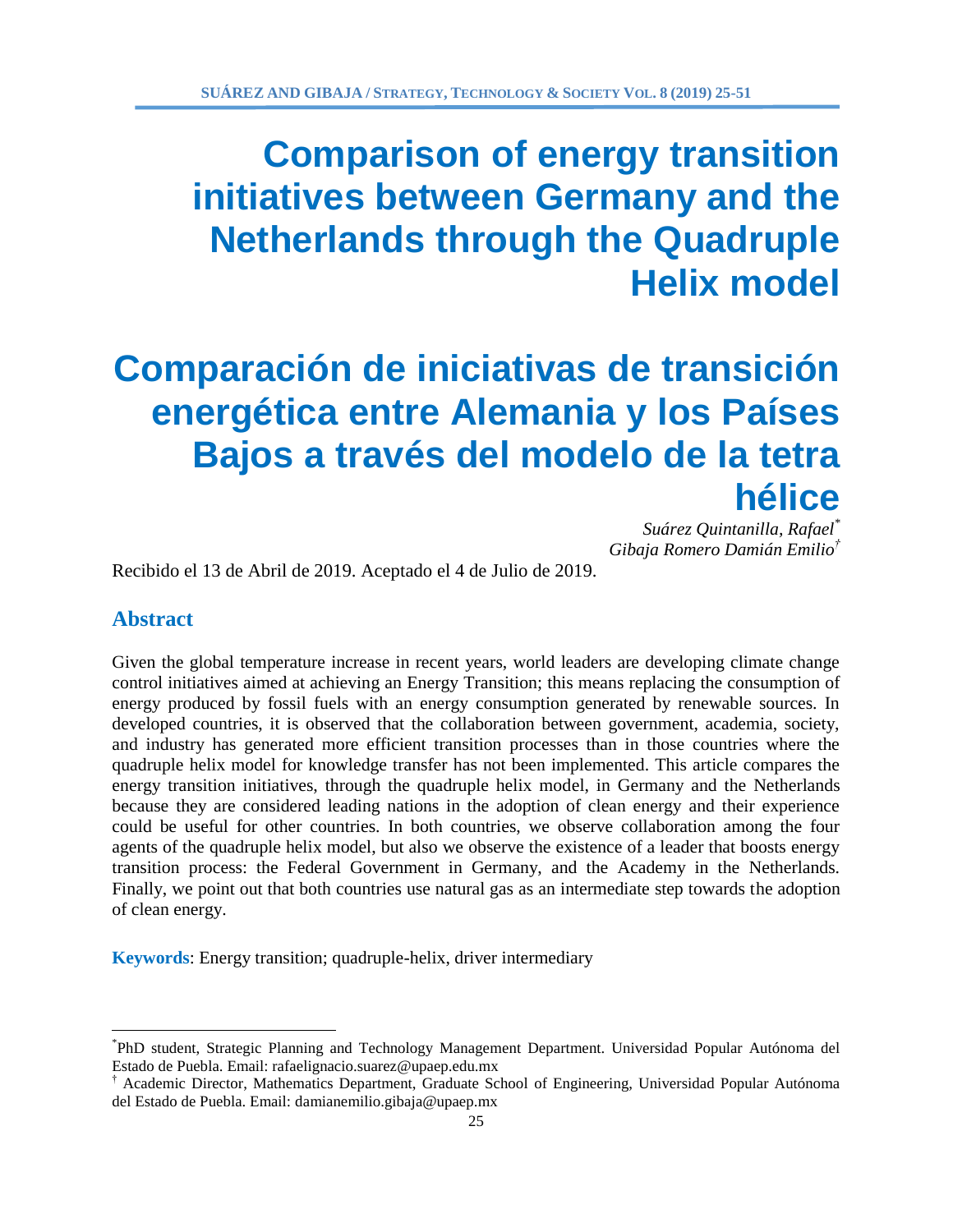# Comparison of energy transition initiatives between Germany and the Netherlands through the Quadruple Helix model

# Comparación de iniciativas de transición energética entre Alemania y los Países Bajos a través del modelo de la tetra hélice

*Suárez Quintanilla, Rafael*[*]
*Gibaja Romero Damián Emilio*[†]

Recibido el 13 de Abril de 2019. Aceptado el 4 de Julio de 2019.

## Abstract

Given the global temperature increase in recent years, world leaders are developing climate change control initiatives aimed at achieving an Energy Transition; this means replacing the consumption of energy produced by fossil fuels with an energy consumption generated by renewable sources. In developed countries, it is observed that the collaboration between government, academia, society, and industry has generated more efficient transition processes than in those countries where the quadruple helix model for knowledge transfer has not been implemented. This article compares the energy transition initiatives, through the quadruple helix model, in Germany and the Netherlands because they are considered leading nations in the adoption of clean energy and their experience could be useful for other countries. In both countries, we observe collaboration among the four agents of the quadruple helix model, but also we observe the existence of a leader that boosts energy transition process: the Federal Government in Germany, and the Academy in the Netherlands. Finally, we point out that both countries use natural gas as an intermediate step towards the adoption of clean energy.

**Keywords**: Energy transition; quadruple-helix, driver intermediary

---

[*] PhD student, Strategic Planning and Technology Management Department. Universidad Popular Autónoma del Estado de Puebla. Email: rafaelignacio.suarez@upaep.edu.mx

[†] Academic Director, Mathematics Department, Graduate School of Engineering, Universidad Popular Autónoma del Estado de Puebla. Email: damianemilio.gibaja@upaep.mx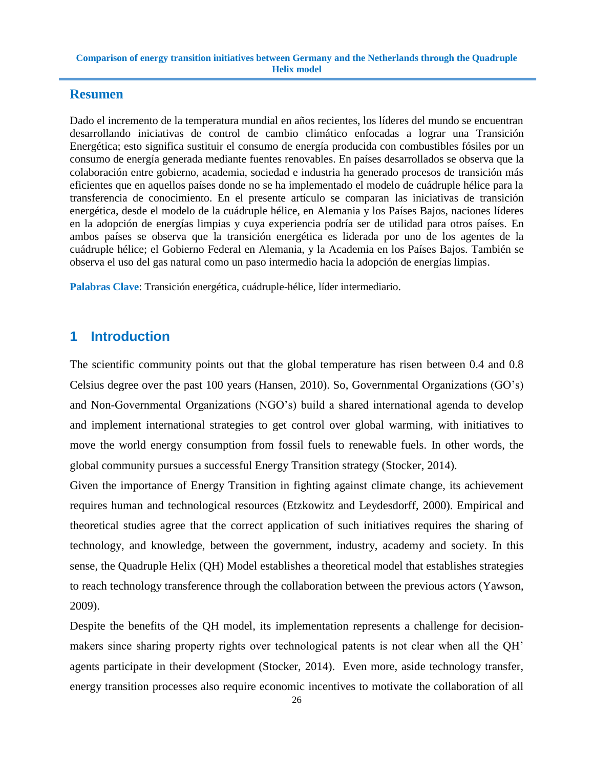## Resumen

Dado el incremento de la temperatura mundial en años recientes, los líderes del mundo se encuentran desarrollando iniciativas de control de cambio climático enfocadas a lograr una Transición Energética; esto significa sustituir el consumo de energía producida con combustibles fósiles por un consumo de energía generada mediante fuentes renovables. En países desarrollados se observa que la colaboración entre gobierno, academia, sociedad e industria ha generado procesos de transición más eficientes que en aquellos países donde no se ha implementado el modelo de cuádruple hélice para la transferencia de conocimiento. En el presente artículo se comparan las iniciativas de transición energética, desde el modelo de la cuádruple hélice, en Alemania y los Países Bajos, naciones líderes en la adopción de energías limpias y cuya experiencia podría ser de utilidad para otros países. En ambos países se observa que la transición energética es liderada por uno de los agentes de la cuádruple hélice; el Gobierno Federal en Alemania, y la Academia en los Países Bajos. También se observa el uso del gas natural como un paso intermedio hacia la adopción de energías limpias.

**Palabras Clave**: Transición energética, cuádruple-hélice, líder intermediario.

# 1 Introduction

The scientific community points out that the global temperature has risen between 0.4 and 0.8 Celsius degree over the past 100 years (Hansen, 2010). So, Governmental Organizations (GO's) and Non-Governmental Organizations (NGO's) build a shared international agenda to develop and implement international strategies to get control over global warming, with initiatives to move the world energy consumption from fossil fuels to renewable fuels. In other words, the global community pursues a successful Energy Transition strategy (Stocker, 2014).

Given the importance of Energy Transition in fighting against climate change, its achievement requires human and technological resources (Etzkowitz and Leydesdorff, 2000). Empirical and theoretical studies agree that the correct application of such initiatives requires the sharing of technology, and knowledge, between the government, industry, academy and society. In this sense, the Quadruple Helix (QH) Model establishes a theoretical model that establishes strategies to reach technology transference through the collaboration between the previous actors (Yawson, 2009).

Despite the benefits of the QH model, its implementation represents a challenge for decision-makers since sharing property rights over technological patents is not clear when all the QH' agents participate in their development (Stocker, 2014). Even more, aside technology transfer, energy transition processes also require economic incentives to motivate the collaboration of all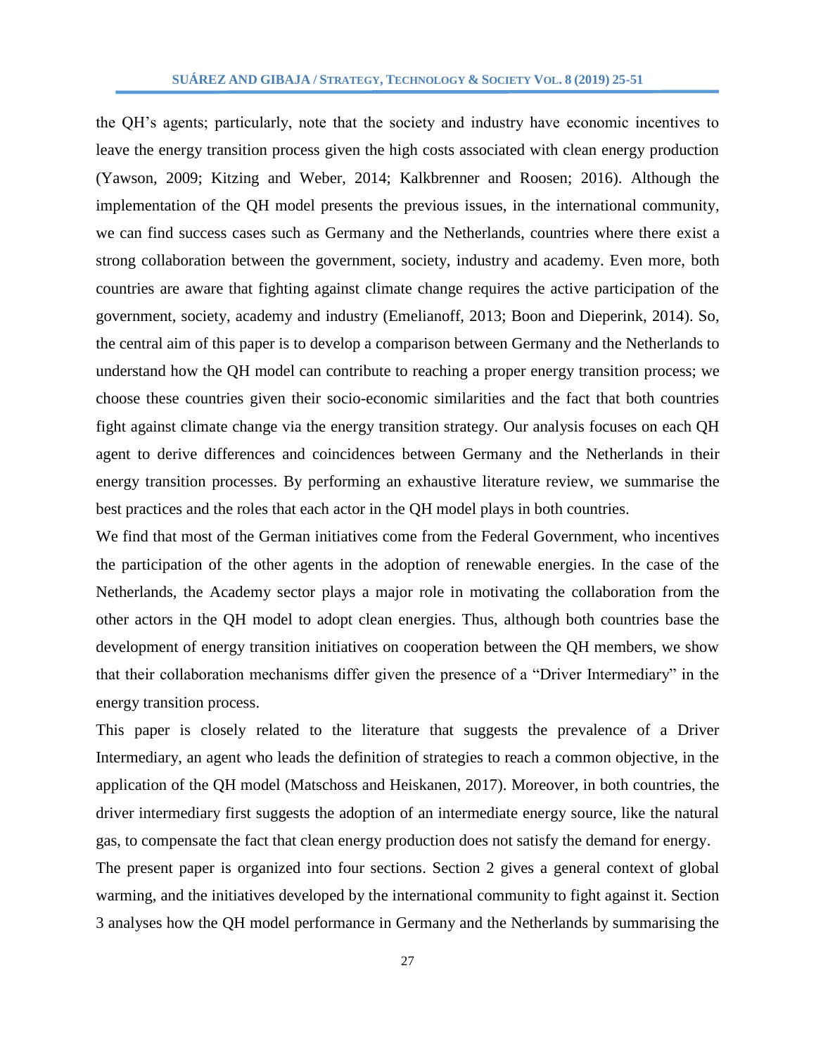the QH's agents; particularly, note that the society and industry have economic incentives to leave the energy transition process given the high costs associated with clean energy production (Yawson, 2009; Kitzing and Weber, 2014; Kalkbrenner and Roosen; 2016). Although the implementation of the QH model presents the previous issues, in the international community, we can find success cases such as Germany and the Netherlands, countries where there exist a strong collaboration between the government, society, industry and academy. Even more, both countries are aware that fighting against climate change requires the active participation of the government, society, academy and industry (Emelianoff, 2013; Boon and Dieperink, 2014). So, the central aim of this paper is to develop a comparison between Germany and the Netherlands to understand how the QH model can contribute to reaching a proper energy transition process; we choose these countries given their socio-economic similarities and the fact that both countries fight against climate change via the energy transition strategy. Our analysis focuses on each QH agent to derive differences and coincidences between Germany and the Netherlands in their energy transition processes. By performing an exhaustive literature review, we summarise the best practices and the roles that each actor in the QH model plays in both countries.

We find that most of the German initiatives come from the Federal Government, who incentives the participation of the other agents in the adoption of renewable energies. In the case of the Netherlands, the Academy sector plays a major role in motivating the collaboration from the other actors in the QH model to adopt clean energies. Thus, although both countries base the development of energy transition initiatives on cooperation between the QH members, we show that their collaboration mechanisms differ given the presence of a "Driver Intermediary" in the energy transition process.

This paper is closely related to the literature that suggests the prevalence of a Driver Intermediary, an agent who leads the definition of strategies to reach a common objective, in the application of the QH model (Matschoss and Heiskanen, 2017). Moreover, in both countries, the driver intermediary first suggests the adoption of an intermediate energy source, like the natural gas, to compensate the fact that clean energy production does not satisfy the demand for energy.

The present paper is organized into four sections. Section 2 gives a general context of global warming, and the initiatives developed by the international community to fight against it. Section 3 analyses how the QH model performance in Germany and the Netherlands by summarising the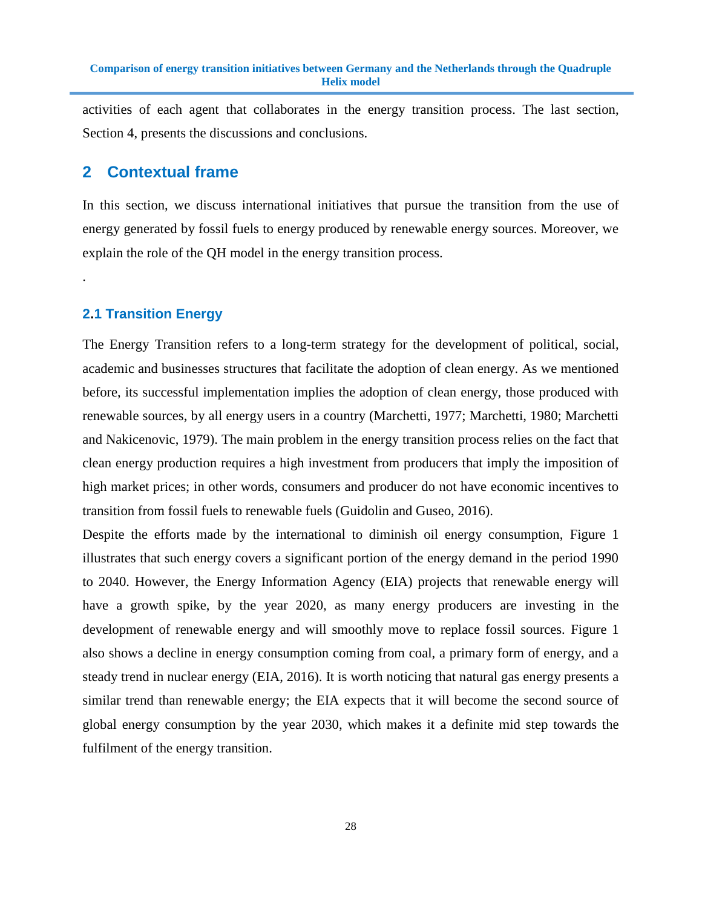activities of each agent that collaborates in the energy transition process. The last section, Section 4, presents the discussions and conclusions.

## 2 Contextual frame

In this section, we discuss international initiatives that pursue the transition from the use of energy generated by fossil fuels to energy produced by renewable energy sources. Moreover, we explain the role of the QH model in the energy transition process.

.

### 2.1 Transition Energy

The Energy Transition refers to a long-term strategy for the development of political, social, academic and businesses structures that facilitate the adoption of clean energy. As we mentioned before, its successful implementation implies the adoption of clean energy, those produced with renewable sources, by all energy users in a country (Marchetti, 1977; Marchetti, 1980; Marchetti and Nakicenovic, 1979). The main problem in the energy transition process relies on the fact that clean energy production requires a high investment from producers that imply the imposition of high market prices; in other words, consumers and producer do not have economic incentives to transition from fossil fuels to renewable fuels (Guidolin and Guseo, 2016).

Despite the efforts made by the international to diminish oil energy consumption, Figure 1 illustrates that such energy covers a significant portion of the energy demand in the period 1990 to 2040. However, the Energy Information Agency (EIA) projects that renewable energy will have a growth spike, by the year 2020, as many energy producers are investing in the development of renewable energy and will smoothly move to replace fossil sources. Figure 1 also shows a decline in energy consumption coming from coal, a primary form of energy, and a steady trend in nuclear energy (EIA, 2016). It is worth noticing that natural gas energy presents a similar trend than renewable energy; the EIA expects that it will become the second source of global energy consumption by the year 2030, which makes it a definite mid step towards the fulfilment of the energy transition.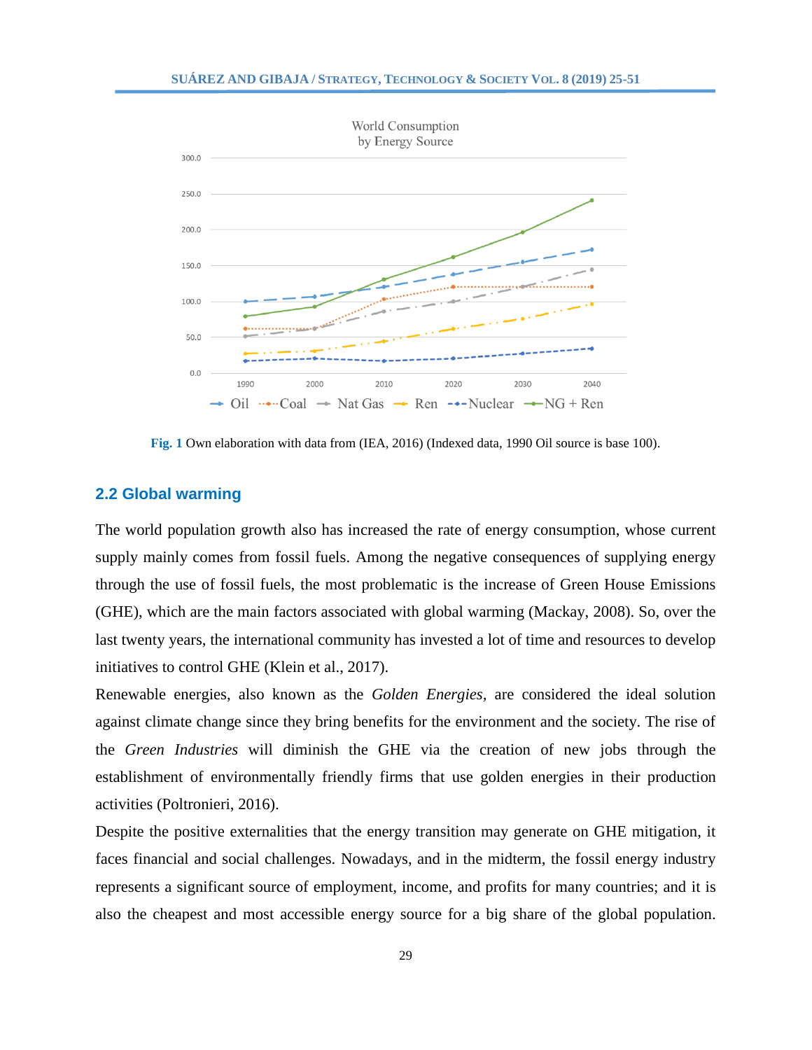**Fig. 1** Own elaboration with data from (IEA, 2016) (Indexed data, 1990 Oil source is base 100).

## 2.2 Global warming

The world population growth also has increased the rate of energy consumption, whose current supply mainly comes from fossil fuels. Among the negative consequences of supplying energy through the use of fossil fuels, the most problematic is the increase of Green House Emissions (GHE), which are the main factors associated with global warming (Mackay, 2008). So, over the last twenty years, the international community has invested a lot of time and resources to develop initiatives to control GHE (Klein et al., 2017).

Renewable energies, also known as the *Golden Energies*, are considered the ideal solution against climate change since they bring benefits for the environment and the society. The rise of the *Green Industries* will diminish the GHE via the creation of new jobs through the establishment of environmentally friendly firms that use golden energies in their production activities (Poltronieri, 2016).

Despite the positive externalities that the energy transition may generate on GHE mitigation, it faces financial and social challenges. Nowadays, and in the midterm, the fossil energy industry represents a significant source of employment, income, and profits for many countries; and it is also the cheapest and most accessible energy source for a big share of the global population.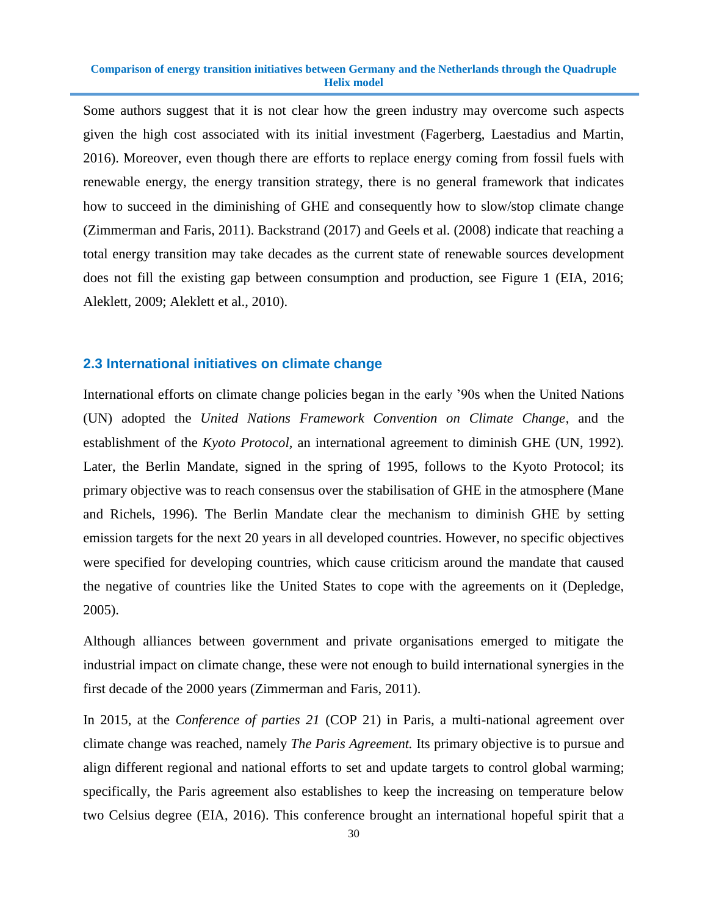Some authors suggest that it is not clear how the green industry may overcome such aspects given the high cost associated with its initial investment (Fagerberg, Laestadius and Martin, 2016). Moreover, even though there are efforts to replace energy coming from fossil fuels with renewable energy, the energy transition strategy, there is no general framework that indicates how to succeed in the diminishing of GHE and consequently how to slow/stop climate change (Zimmerman and Faris, 2011). Backstrand (2017) and Geels et al. (2008) indicate that reaching a total energy transition may take decades as the current state of renewable sources development does not fill the existing gap between consumption and production, see Figure 1 (EIA, 2016; Aleklett, 2009; Aleklett et al., 2010).

## 2.3 International initiatives on climate change

International efforts on climate change policies began in the early '90s when the United Nations (UN) adopted the *United Nations Framework Convention on Climate Change*, and the establishment of the *Kyoto Protocol,* an international agreement to diminish GHE (UN, 1992). Later, the Berlin Mandate, signed in the spring of 1995, follows to the Kyoto Protocol; its primary objective was to reach consensus over the stabilisation of GHE in the atmosphere (Mane and Richels, 1996). The Berlin Mandate clear the mechanism to diminish GHE by setting emission targets for the next 20 years in all developed countries. However, no specific objectives were specified for developing countries, which cause criticism around the mandate that caused the negative of countries like the United States to cope with the agreements on it (Depledge, 2005).

Although alliances between government and private organisations emerged to mitigate the industrial impact on climate change, these were not enough to build international synergies in the first decade of the 2000 years (Zimmerman and Faris, 2011).

In 2015, at the *Conference of parties 21* (COP 21) in Paris, a multi-national agreement over climate change was reached, namely *The Paris Agreement.* Its primary objective is to pursue and align different regional and national efforts to set and update targets to control global warming; specifically, the Paris agreement also establishes to keep the increasing on temperature below two Celsius degree (EIA, 2016). This conference brought an international hopeful spirit that a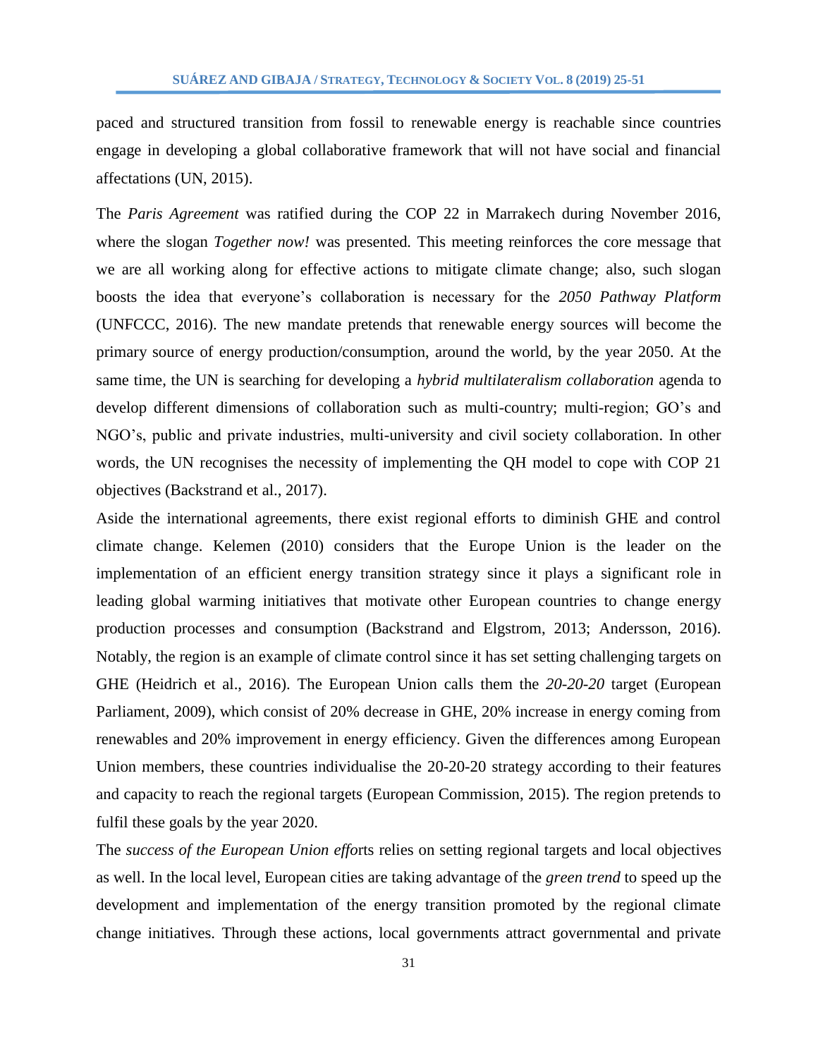paced and structured transition from fossil to renewable energy is reachable since countries engage in developing a global collaborative framework that will not have social and financial affectations (UN, 2015).

The *Paris Agreement* was ratified during the COP 22 in Marrakech during November 2016, where the slogan *Together now!* was presented. This meeting reinforces the core message that we are all working along for effective actions to mitigate climate change; also, such slogan boosts the idea that everyone's collaboration is necessary for the *2050 Pathway Platform* (UNFCCC, 2016). The new mandate pretends that renewable energy sources will become the primary source of energy production/consumption, around the world, by the year 2050. At the same time, the UN is searching for developing a *hybrid multilateralism collaboration* agenda to develop different dimensions of collaboration such as multi-country; multi-region; GO's and NGO's, public and private industries, multi-university and civil society collaboration. In other words, the UN recognises the necessity of implementing the QH model to cope with COP 21 objectives (Backstrand et al., 2017).

Aside the international agreements, there exist regional efforts to diminish GHE and control climate change. Kelemen (2010) considers that the Europe Union is the leader on the implementation of an efficient energy transition strategy since it plays a significant role in leading global warming initiatives that motivate other European countries to change energy production processes and consumption (Backstrand and Elgstrom, 2013; Andersson, 2016). Notably, the region is an example of climate control since it has set setting challenging targets on GHE (Heidrich et al., 2016). The European Union calls them the *20-20-20* target (European Parliament, 2009), which consist of 20% decrease in GHE, 20% increase in energy coming from renewables and 20% improvement in energy efficiency. Given the differences among European Union members, these countries individualise the 20-20-20 strategy according to their features and capacity to reach the regional targets (European Commission, 2015). The region pretends to fulfil these goals by the year 2020.

The *success of the European Union effo*rts relies on setting regional targets and local objectives as well. In the local level, European cities are taking advantage of the *green trend* to speed up the development and implementation of the energy transition promoted by the regional climate change initiatives. Through these actions, local governments attract governmental and private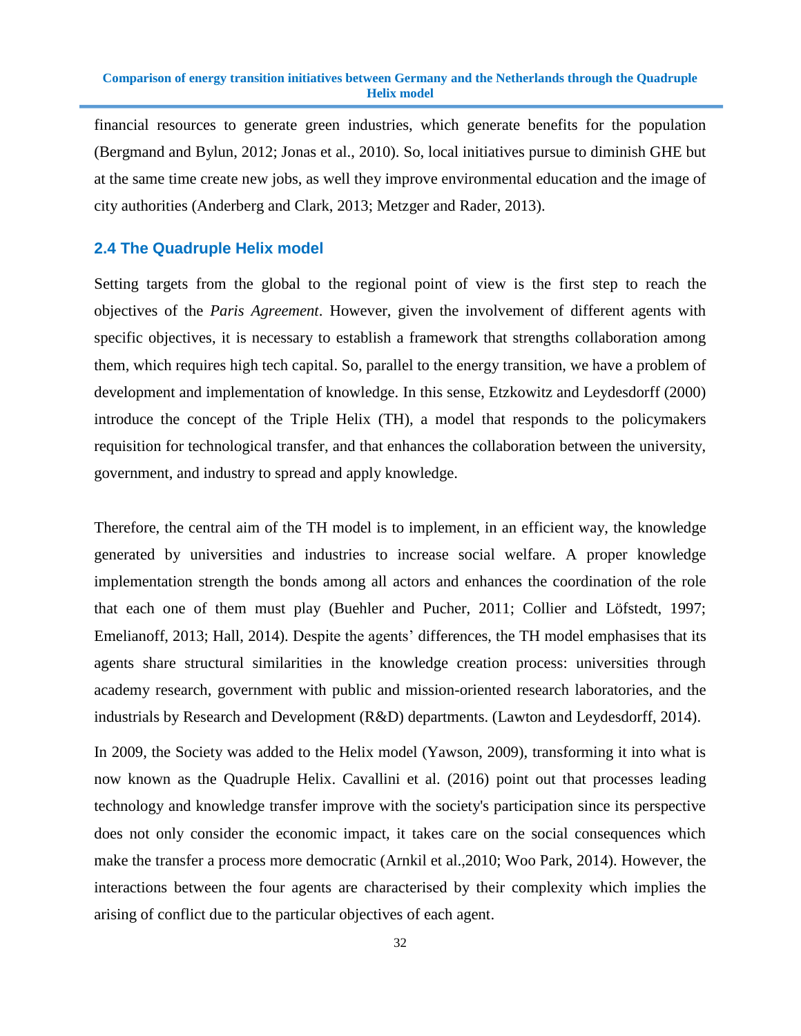financial resources to generate green industries, which generate benefits for the population (Bergmand and Bylun, 2012; Jonas et al., 2010). So, local initiatives pursue to diminish GHE but at the same time create new jobs, as well they improve environmental education and the image of city authorities (Anderberg and Clark, 2013; Metzger and Rader, 2013).

## 2.4 The Quadruple Helix model

Setting targets from the global to the regional point of view is the first step to reach the objectives of the *Paris Agreement*. However, given the involvement of different agents with specific objectives, it is necessary to establish a framework that strengths collaboration among them, which requires high tech capital. So, parallel to the energy transition, we have a problem of development and implementation of knowledge. In this sense, Etzkowitz and Leydesdorff (2000) introduce the concept of the Triple Helix (TH), a model that responds to the policymakers requisition for technological transfer, and that enhances the collaboration between the university, government, and industry to spread and apply knowledge.

Therefore, the central aim of the TH model is to implement, in an efficient way, the knowledge generated by universities and industries to increase social welfare. A proper knowledge implementation strength the bonds among all actors and enhances the coordination of the role that each one of them must play (Buehler and Pucher, 2011; Collier and Löfstedt, 1997; Emelianoff, 2013; Hall, 2014). Despite the agents' differences, the TH model emphasises that its agents share structural similarities in the knowledge creation process: universities through academy research, government with public and mission-oriented research laboratories, and the industrials by Research and Development (R&D) departments. (Lawton and Leydesdorff, 2014).

In 2009, the Society was added to the Helix model (Yawson, 2009), transforming it into what is now known as the Quadruple Helix. Cavallini et al. (2016) point out that processes leading technology and knowledge transfer improve with the society's participation since its perspective does not only consider the economic impact, it takes care on the social consequences which make the transfer a process more democratic (Arnkil et al.,2010; Woo Park, 2014). However, the interactions between the four agents are characterised by their complexity which implies the arising of conflict due to the particular objectives of each agent.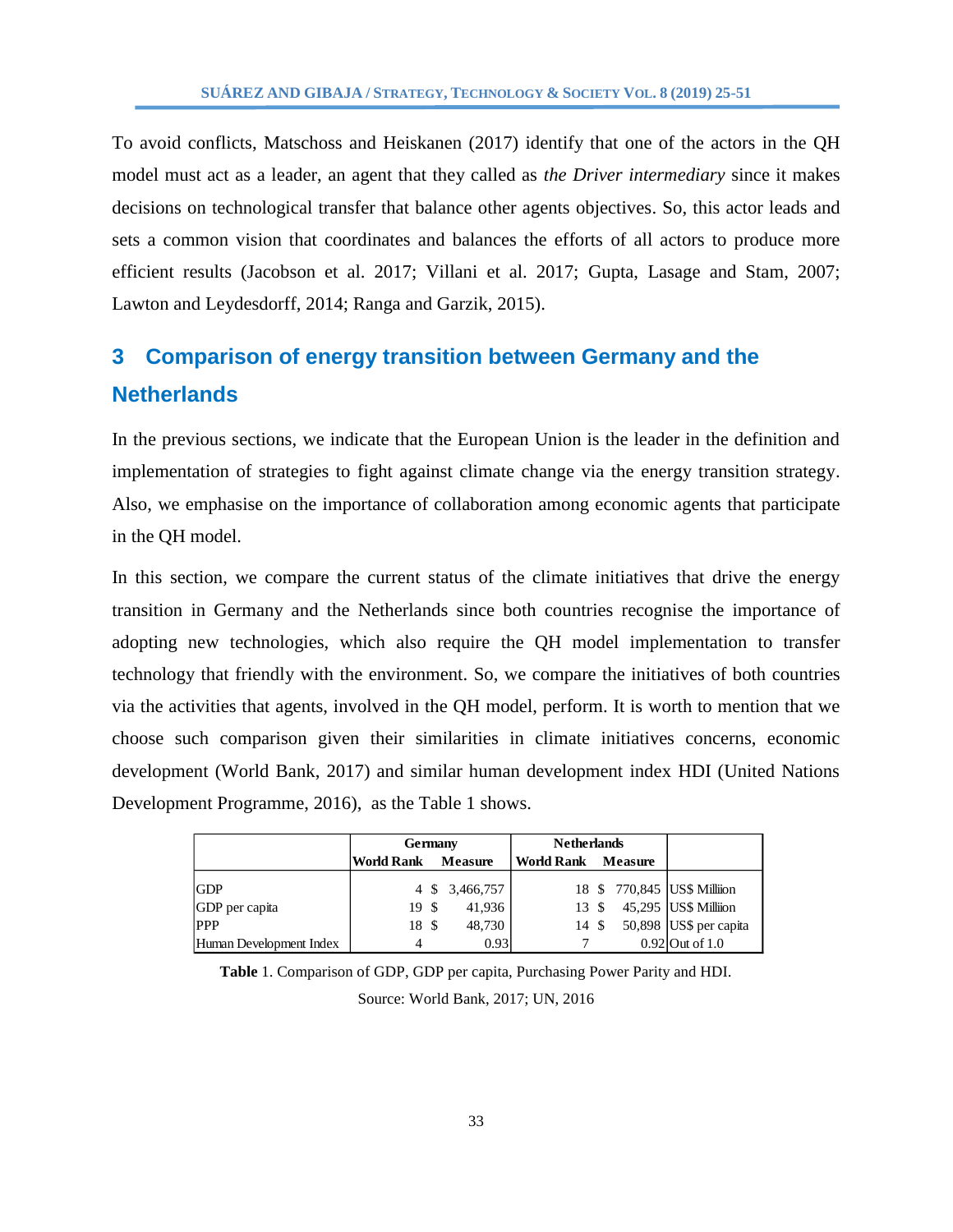To avoid conflicts, Matschoss and Heiskanen (2017) identify that one of the actors in the QH model must act as a leader, an agent that they called as *the Driver intermediary* since it makes decisions on technological transfer that balance other agents objectives. So, this actor leads and sets a common vision that coordinates and balances the efforts of all actors to produce more efficient results (Jacobson et al. 2017; Villani et al. 2017; Gupta, Lasage and Stam, 2007; Lawton and Leydesdorff, 2014; Ranga and Garzik, 2015).

## 3 Comparison of energy transition between Germany and the Netherlands

In the previous sections, we indicate that the European Union is the leader in the definition and implementation of strategies to fight against climate change via the energy transition strategy. Also, we emphasise on the importance of collaboration among economic agents that participate in the QH model.

In this section, we compare the current status of the climate initiatives that drive the energy transition in Germany and the Netherlands since both countries recognise the importance of adopting new technologies, which also require the QH model implementation to transfer technology that friendly with the environment. So, we compare the initiatives of both countries via the activities that agents, involved in the QH model, perform. It is worth to mention that we choose such comparison given their similarities in climate initiatives concerns, economic development (World Bank, 2017) and similar human development index HDI (United Nations Development Programme, 2016), as the Table 1 shows.

| | Germany | | Netherlands | | |
|---|---|---|---|---|---|
| | World Rank | Measure | World Rank | Measure | |
| GDP | 4 | $ 3,466,757 | 18 | $ 770,845 | US$ Milliion |
| GDP per capita | 19 | $ 41,936 | 13 | $ 45,295 | US$ Milliion |
| PPP | 18 | $ 48,730 | 14 | $ 50,898 | US$ per capita |
| Human Development Index | 4 | 0.93 | 7 | 0.92 | Out of 1.0 |

**Table** 1. Comparison of GDP, GDP per capita, Purchasing Power Parity and HDI.

Source: World Bank, 2017; UN, 2016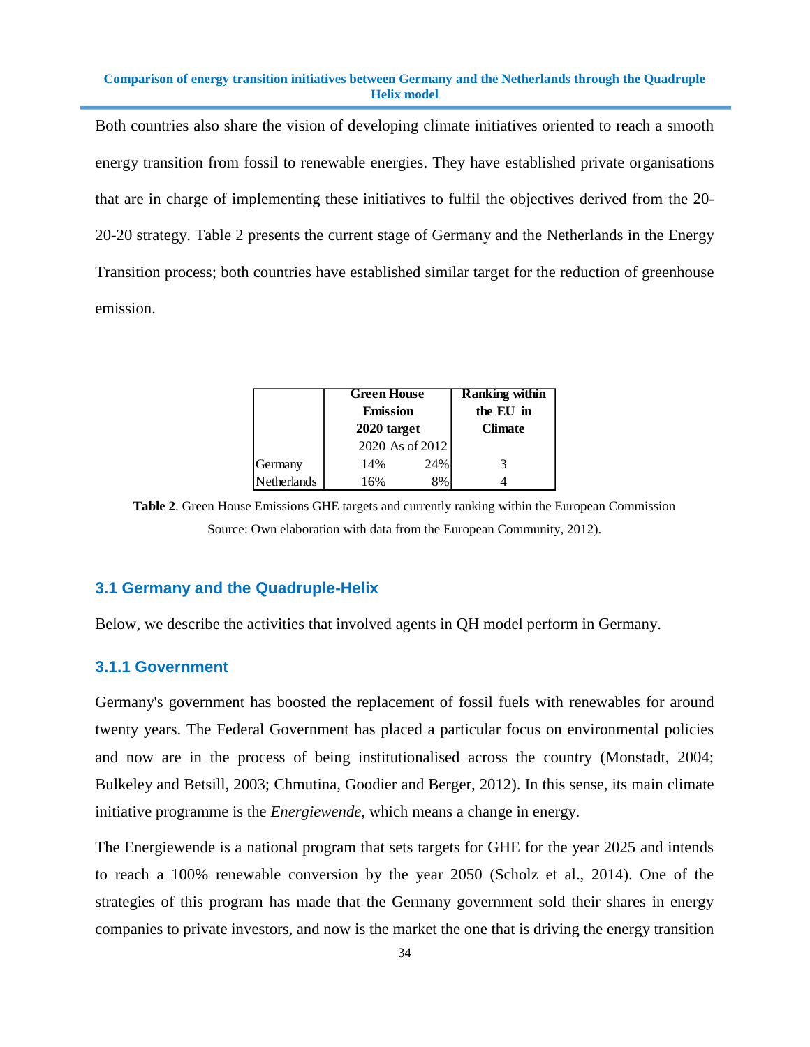Both countries also share the vision of developing climate initiatives oriented to reach a smooth energy transition from fossil to renewable energies. They have established private organisations that are in charge of implementing these initiatives to fulfil the objectives derived from the 20-20-20 strategy. Table 2 presents the current stage of Germany and the Netherlands in the Energy Transition process; both countries have established similar target for the reduction of greenhouse emission.

| | Green House Emission 2020 target | | Ranking within the EU in Climate |
|---|---|---|---|
| | 2020 | As of 2012 | |
| Germany | 14% | 24% | 3 |
| Netherlands | 16% | 8% | 4 |

**Table 2**. Green House Emissions GHE targets and currently ranking within the European Commission Source: Own elaboration with data from the European Community, 2012).

### 3.1 Germany and the Quadruple-Helix

Below, we describe the activities that involved agents in QH model perform in Germany.

#### 3.1.1 Government

Germany's government has boosted the replacement of fossil fuels with renewables for around twenty years. The Federal Government has placed a particular focus on environmental policies and now are in the process of being institutionalised across the country (Monstadt, 2004; Bulkeley and Betsill, 2003; Chmutina, Goodier and Berger, 2012). In this sense, its main climate initiative programme is the *Energiewende,* which means a change in energy.

The Energiewende is a national program that sets targets for GHE for the year 2025 and intends to reach a 100% renewable conversion by the year 2050 (Scholz et al., 2014). One of the strategies of this program has made that the Germany government sold their shares in energy companies to private investors, and now is the market the one that is driving the energy transition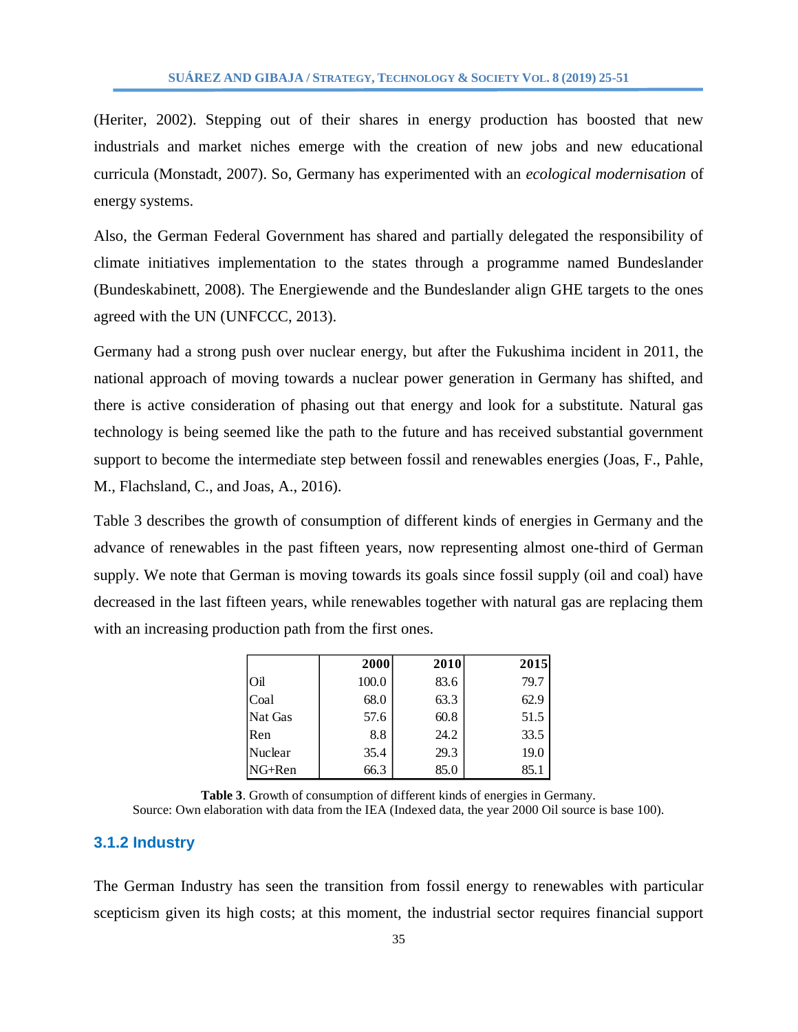(Heriter, 2002). Stepping out of their shares in energy production has boosted that new industrials and market niches emerge with the creation of new jobs and new educational curricula (Monstadt, 2007). So, Germany has experimented with an *ecological modernisation* of energy systems.

Also, the German Federal Government has shared and partially delegated the responsibility of climate initiatives implementation to the states through a programme named Bundeslander (Bundeskabinett, 2008). The Energiewende and the Bundeslander align GHE targets to the ones agreed with the UN (UNFCCC, 2013).

Germany had a strong push over nuclear energy, but after the Fukushima incident in 2011, the national approach of moving towards a nuclear power generation in Germany has shifted, and there is active consideration of phasing out that energy and look for a substitute. Natural gas technology is being seemed like the path to the future and has received substantial government support to become the intermediate step between fossil and renewables energies (Joas, F., Pahle, M., Flachsland, C., and Joas, A., 2016).

Table 3 describes the growth of consumption of different kinds of energies in Germany and the advance of renewables in the past fifteen years, now representing almost one-third of German supply. We note that German is moving towards its goals since fossil supply (oil and coal) have decreased in the last fifteen years, while renewables together with natural gas are replacing them with an increasing production path from the first ones.

| | 2000 | 2010 | 2015 |
|---|---|---|---|
| Oil | 100.0 | 83.6 | 79.7 |
| Coal | 68.0 | 63.3 | 62.9 |
| Nat Gas | 57.6 | 60.8 | 51.5 |
| Ren | 8.8 | 24.2 | 33.5 |
| Nuclear | 35.4 | 29.3 | 19.0 |
| NG+Ren | 66.3 | 85.0 | 85.1 |

**Table 3**. Growth of consumption of different kinds of energies in Germany.
Source: Own elaboration with data from the IEA (Indexed data, the year 2000 Oil source is base 100).

### 3.1.2 Industry

The German Industry has seen the transition from fossil energy to renewables with particular scepticism given its high costs; at this moment, the industrial sector requires financial support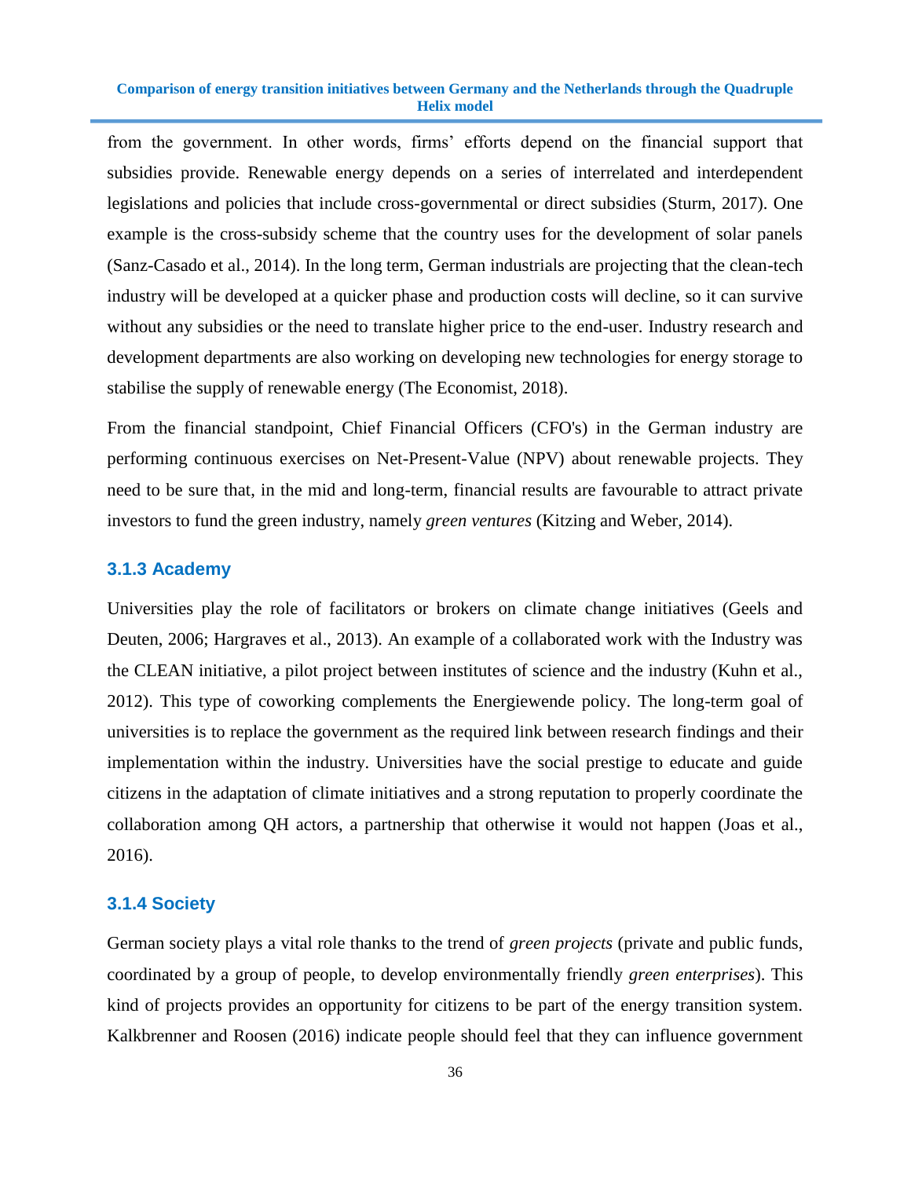from the government. In other words, firms' efforts depend on the financial support that subsidies provide. Renewable energy depends on a series of interrelated and interdependent legislations and policies that include cross-governmental or direct subsidies (Sturm, 2017). One example is the cross-subsidy scheme that the country uses for the development of solar panels (Sanz-Casado et al., 2014). In the long term, German industrials are projecting that the clean-tech industry will be developed at a quicker phase and production costs will decline, so it can survive without any subsidies or the need to translate higher price to the end-user. Industry research and development departments are also working on developing new technologies for energy storage to stabilise the supply of renewable energy (The Economist, 2018).

From the financial standpoint, Chief Financial Officers (CFO's) in the German industry are performing continuous exercises on Net-Present-Value (NPV) about renewable projects. They need to be sure that, in the mid and long-term, financial results are favourable to attract private investors to fund the green industry, namely *green ventures* (Kitzing and Weber, 2014).

### 3.1.3 Academy

Universities play the role of facilitators or brokers on climate change initiatives (Geels and Deuten, 2006; Hargraves et al., 2013). An example of a collaborated work with the Industry was the CLEAN initiative, a pilot project between institutes of science and the industry (Kuhn et al., 2012). This type of coworking complements the Energiewende policy. The long-term goal of universities is to replace the government as the required link between research findings and their implementation within the industry. Universities have the social prestige to educate and guide citizens in the adaptation of climate initiatives and a strong reputation to properly coordinate the collaboration among QH actors, a partnership that otherwise it would not happen (Joas et al., 2016).

### 3.1.4 Society

German society plays a vital role thanks to the trend of *green projects* (private and public funds, coordinated by a group of people, to develop environmentally friendly *green enterprises*). This kind of projects provides an opportunity for citizens to be part of the energy transition system. Kalkbrenner and Roosen (2016) indicate people should feel that they can influence government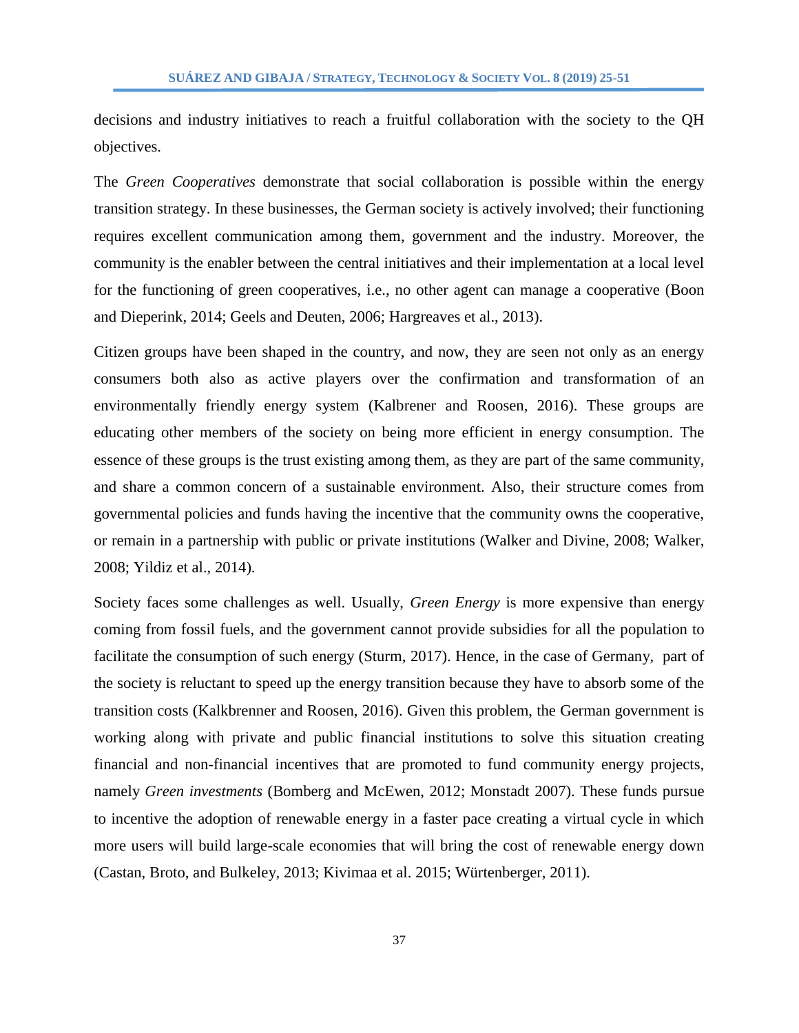decisions and industry initiatives to reach a fruitful collaboration with the society to the QH objectives.

The *Green Cooperatives* demonstrate that social collaboration is possible within the energy transition strategy. In these businesses, the German society is actively involved; their functioning requires excellent communication among them, government and the industry. Moreover, the community is the enabler between the central initiatives and their implementation at a local level for the functioning of green cooperatives, i.e., no other agent can manage a cooperative (Boon and Dieperink, 2014; Geels and Deuten, 2006; Hargreaves et al., 2013).

Citizen groups have been shaped in the country, and now, they are seen not only as an energy consumers both also as active players over the confirmation and transformation of an environmentally friendly energy system (Kalbrener and Roosen, 2016). These groups are educating other members of the society on being more efficient in energy consumption. The essence of these groups is the trust existing among them, as they are part of the same community, and share a common concern of a sustainable environment. Also, their structure comes from governmental policies and funds having the incentive that the community owns the cooperative, or remain in a partnership with public or private institutions (Walker and Divine, 2008; Walker, 2008; Yildiz et al., 2014).

Society faces some challenges as well. Usually, *Green Energy* is more expensive than energy coming from fossil fuels, and the government cannot provide subsidies for all the population to facilitate the consumption of such energy (Sturm, 2017). Hence, in the case of Germany, part of the society is reluctant to speed up the energy transition because they have to absorb some of the transition costs (Kalkbrenner and Roosen, 2016). Given this problem, the German government is working along with private and public financial institutions to solve this situation creating financial and non-financial incentives that are promoted to fund community energy projects, namely *Green investments* (Bomberg and McEwen, 2012; Monstadt 2007). These funds pursue to incentive the adoption of renewable energy in a faster pace creating a virtual cycle in which more users will build large-scale economies that will bring the cost of renewable energy down (Castan, Broto, and Bulkeley, 2013; Kivimaa et al. 2015; Würtenberger, 2011).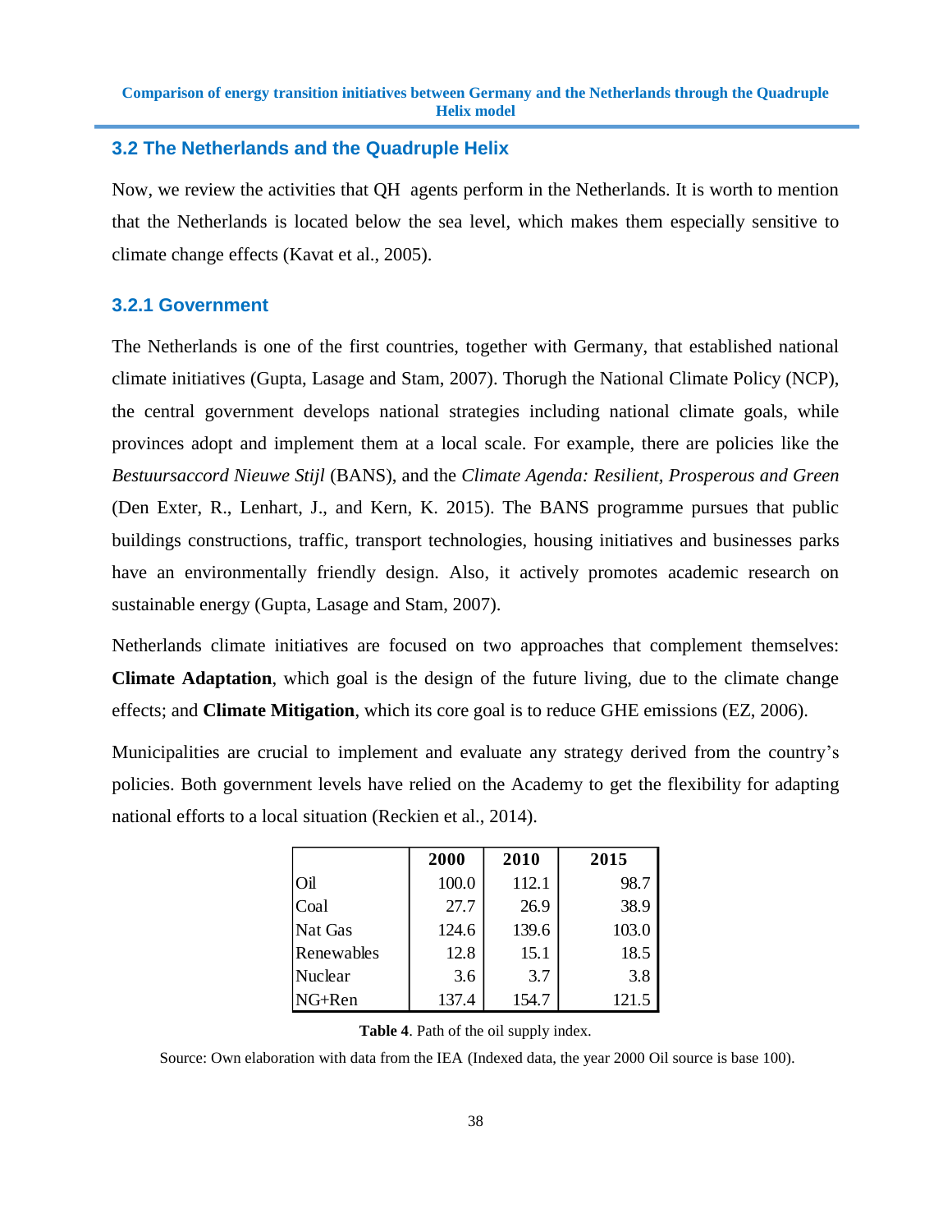## 3.2 The Netherlands and the Quadruple Helix

Now, we review the activities that QH agents perform in the Netherlands. It is worth to mention that the Netherlands is located below the sea level, which makes them especially sensitive to climate change effects (Kavat et al., 2005).

### 3.2.1 Government

The Netherlands is one of the first countries, together with Germany, that established national climate initiatives (Gupta, Lasage and Stam, 2007). Thorugh the National Climate Policy (NCP), the central government develops national strategies including national climate goals, while provinces adopt and implement them at a local scale. For example, there are policies like the *Bestuursaccord Nieuwe Stijl* (BANS), and the *Climate Agenda: Resilient, Prosperous and Green* (Den Exter, R., Lenhart, J., and Kern, K. 2015). The BANS programme pursues that public buildings constructions, traffic, transport technologies, housing initiatives and businesses parks have an environmentally friendly design. Also, it actively promotes academic research on sustainable energy (Gupta, Lasage and Stam, 2007).

Netherlands climate initiatives are focused on two approaches that complement themselves: **Climate Adaptation**, which goal is the design of the future living, due to the climate change effects; and **Climate Mitigation**, which its core goal is to reduce GHE emissions (EZ, 2006).

Municipalities are crucial to implement and evaluate any strategy derived from the country's policies. Both government levels have relied on the Academy to get the flexibility for adapting national efforts to a local situation (Reckien et al., 2014).

| | 2000 | 2010 | 2015 |
|---|---|---|---|
| Oil | 100.0 | 112.1 | 98.7 |
| Coal | 27.7 | 26.9 | 38.9 |
| Nat Gas | 124.6 | 139.6 | 103.0 |
| Renewables | 12.8 | 15.1 | 18.5 |
| Nuclear | 3.6 | 3.7 | 3.8 |
| NG+Ren | 137.4 | 154.7 | 121.5 |

**Table 4**. Path of the oil supply index.

Source: Own elaboration with data from the IEA (Indexed data, the year 2000 Oil source is base 100).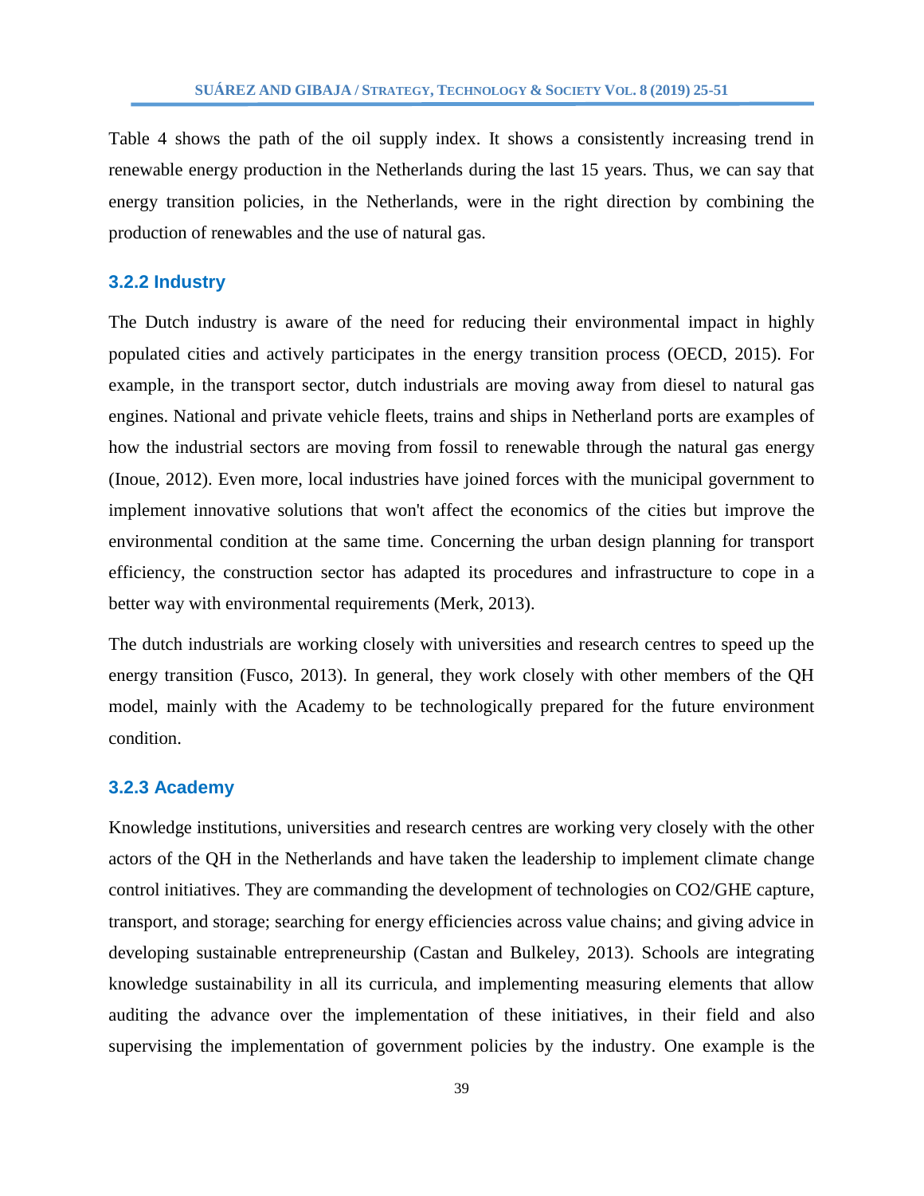Table 4 shows the path of the oil supply index. It shows a consistently increasing trend in renewable energy production in the Netherlands during the last 15 years. Thus, we can say that energy transition policies, in the Netherlands, were in the right direction by combining the production of renewables and the use of natural gas.

### 3.2.2 Industry

The Dutch industry is aware of the need for reducing their environmental impact in highly populated cities and actively participates in the energy transition process (OECD, 2015). For example, in the transport sector, dutch industrials are moving away from diesel to natural gas engines. National and private vehicle fleets, trains and ships in Netherland ports are examples of how the industrial sectors are moving from fossil to renewable through the natural gas energy (Inoue, 2012). Even more, local industries have joined forces with the municipal government to implement innovative solutions that won't affect the economics of the cities but improve the environmental condition at the same time. Concerning the urban design planning for transport efficiency, the construction sector has adapted its procedures and infrastructure to cope in a better way with environmental requirements (Merk, 2013).

The dutch industrials are working closely with universities and research centres to speed up the energy transition (Fusco, 2013). In general, they work closely with other members of the QH model, mainly with the Academy to be technologically prepared for the future environment condition.

### 3.2.3 Academy

Knowledge institutions, universities and research centres are working very closely with the other actors of the QH in the Netherlands and have taken the leadership to implement climate change control initiatives. They are commanding the development of technologies on $CO_2$/GHE capture, transport, and storage; searching for energy efficiencies across value chains; and giving advice in developing sustainable entrepreneurship (Castan and Bulkeley, 2013). Schools are integrating knowledge sustainability in all its curricula, and implementing measuring elements that allow auditing the advance over the implementation of these initiatives, in their field and also supervising the implementation of government policies by the industry. One example is the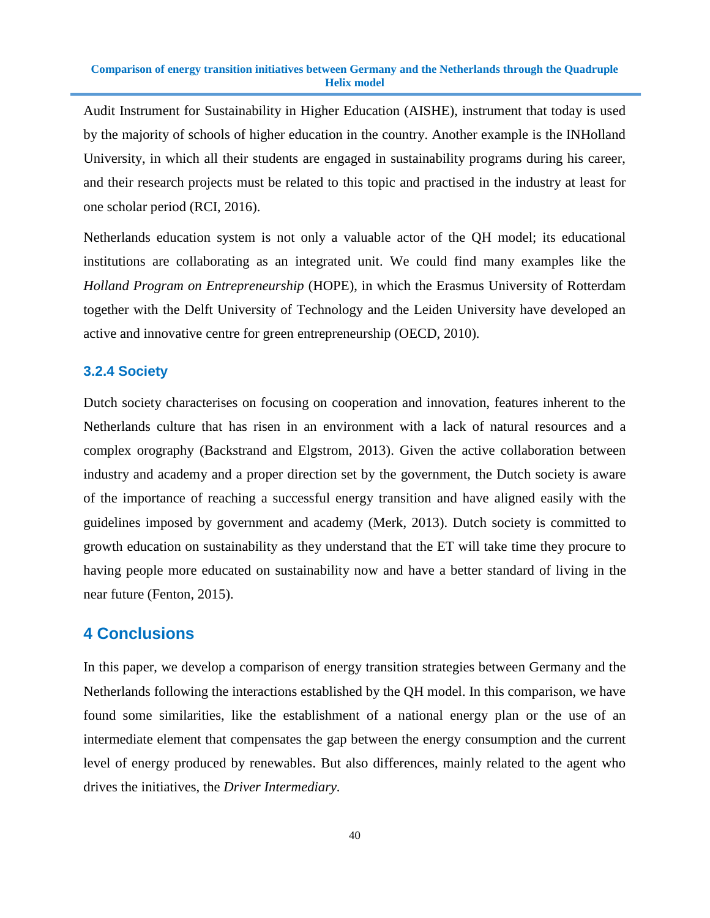Audit Instrument for Sustainability in Higher Education (AISHE), instrument that today is used by the majority of schools of higher education in the country. Another example is the INHolland University, in which all their students are engaged in sustainability programs during his career, and their research projects must be related to this topic and practised in the industry at least for one scholar period (RCI, 2016).

Netherlands education system is not only a valuable actor of the QH model; its educational institutions are collaborating as an integrated unit. We could find many examples like the *Holland Program on Entrepreneurship* (HOPE), in which the Erasmus University of Rotterdam together with the Delft University of Technology and the Leiden University have developed an active and innovative centre for green entrepreneurship (OECD, 2010).

### 3.2.4 Society

Dutch society characterises on focusing on cooperation and innovation, features inherent to the Netherlands culture that has risen in an environment with a lack of natural resources and a complex orography (Backstrand and Elgstrom, 2013). Given the active collaboration between industry and academy and a proper direction set by the government, the Dutch society is aware of the importance of reaching a successful energy transition and have aligned easily with the guidelines imposed by government and academy (Merk, 2013). Dutch society is committed to growth education on sustainability as they understand that the ET will take time they procure to having people more educated on sustainability now and have a better standard of living in the near future (Fenton, 2015).

## 4 Conclusions

In this paper, we develop a comparison of energy transition strategies between Germany and the Netherlands following the interactions established by the QH model. In this comparison, we have found some similarities, like the establishment of a national energy plan or the use of an intermediate element that compensates the gap between the energy consumption and the current level of energy produced by renewables. But also differences, mainly related to the agent who drives the initiatives, the *Driver Intermediary*.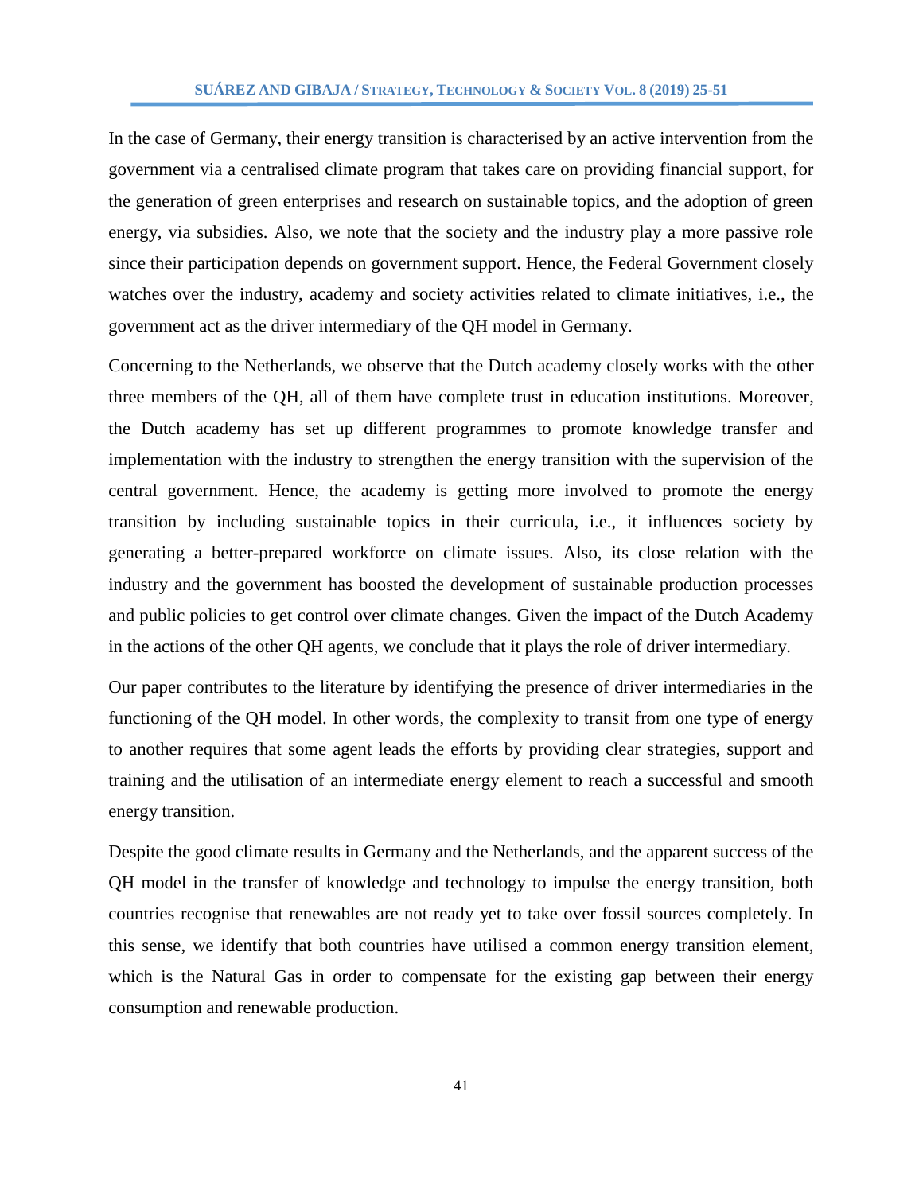In the case of Germany, their energy transition is characterised by an active intervention from the government via a centralised climate program that takes care on providing financial support, for the generation of green enterprises and research on sustainable topics, and the adoption of green energy, via subsidies. Also, we note that the society and the industry play a more passive role since their participation depends on government support. Hence, the Federal Government closely watches over the industry, academy and society activities related to climate initiatives, i.e., the government act as the driver intermediary of the QH model in Germany.

Concerning to the Netherlands, we observe that the Dutch academy closely works with the other three members of the QH, all of them have complete trust in education institutions. Moreover, the Dutch academy has set up different programmes to promote knowledge transfer and implementation with the industry to strengthen the energy transition with the supervision of the central government. Hence, the academy is getting more involved to promote the energy transition by including sustainable topics in their curricula, i.e., it influences society by generating a better-prepared workforce on climate issues. Also, its close relation with the industry and the government has boosted the development of sustainable production processes and public policies to get control over climate changes. Given the impact of the Dutch Academy in the actions of the other QH agents, we conclude that it plays the role of driver intermediary.

Our paper contributes to the literature by identifying the presence of driver intermediaries in the functioning of the QH model. In other words, the complexity to transit from one type of energy to another requires that some agent leads the efforts by providing clear strategies, support and training and the utilisation of an intermediate energy element to reach a successful and smooth energy transition.

Despite the good climate results in Germany and the Netherlands, and the apparent success of the QH model in the transfer of knowledge and technology to impulse the energy transition, both countries recognise that renewables are not ready yet to take over fossil sources completely. In this sense, we identify that both countries have utilised a common energy transition element, which is the Natural Gas in order to compensate for the existing gap between their energy consumption and renewable production.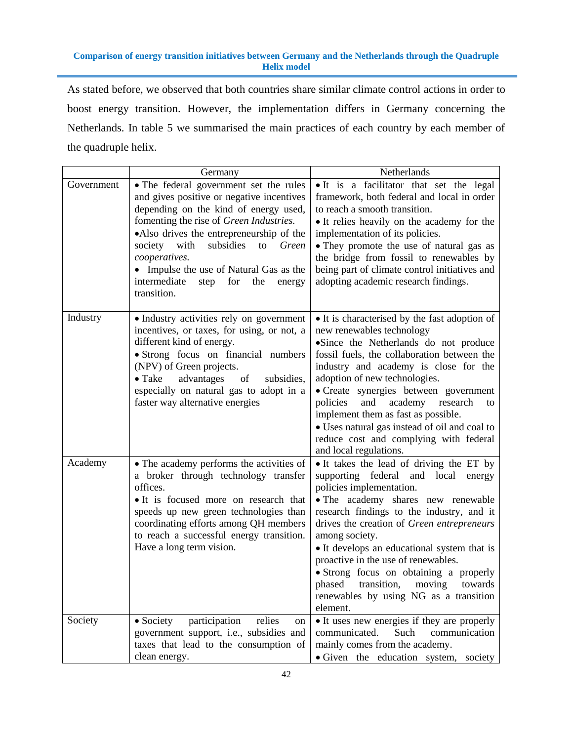As stated before, we observed that both countries share similar climate control actions in order to boost energy transition. However, the implementation differs in Germany concerning the Netherlands. In table 5 we summarised the main practices of each country by each member of the quadruple helix.

| | Germany | Netherlands |
|---|---|---|
| Government | • The federal government set the rules and gives positive or negative incentives depending on the kind of energy used, fomenting the rise of *Green Industries.*<br>•Also drives the entrepreneurship of the society with subsidies to *Green cooperatives.*<br>• Impulse the use of Natural Gas as the intermediate step for the energy transition. | • It is a facilitator that set the legal framework, both federal and local in order to reach a smooth transition.<br>• It relies heavily on the academy for the implementation of its policies.<br>• They promote the use of natural gas as the bridge from fossil to renewables by being part of climate control initiatives and adopting academic research findings. |
| Industry | • Industry activities rely on government incentives, or taxes, for using, or not, a different kind of energy.<br>• Strong focus on financial numbers (NPV) of Green projects.<br>• Take advantages of subsidies, especially on natural gas to adopt in a faster way alternative energies | • It is characterised by the fast adoption of new renewables technology<br>•Since the Netherlands do not produce fossil fuels, the collaboration between the industry and academy is close for the adoption of new technologies.<br>• Create synergies between government policies and academy research to implement them as fast as possible.<br>• Uses natural gas instead of oil and coal to reduce cost and complying with federal and local regulations. |
| Academy | • The academy performs the activities of a broker through technology transfer offices.<br>• It is focused more on research that speeds up new green technologies than coordinating efforts among QH members to reach a successful energy transition. Have a long term vision. | • It takes the lead of driving the ET by supporting federal and local energy policies implementation.<br>• The academy shares new renewable research findings to the industry, and it drives the creation of *Green entrepreneurs* among society.<br>• It develops an educational system that is proactive in the use of renewables.<br>• Strong focus on obtaining a properly phased transition, moving towards renewables by using NG as a transition element. |
| Society | • Society participation relies on government support, i.e., subsidies and taxes that lead to the consumption of clean energy. | • It uses new energies if they are properly communicated. Such communication mainly comes from the academy.<br>• Given the education system, society |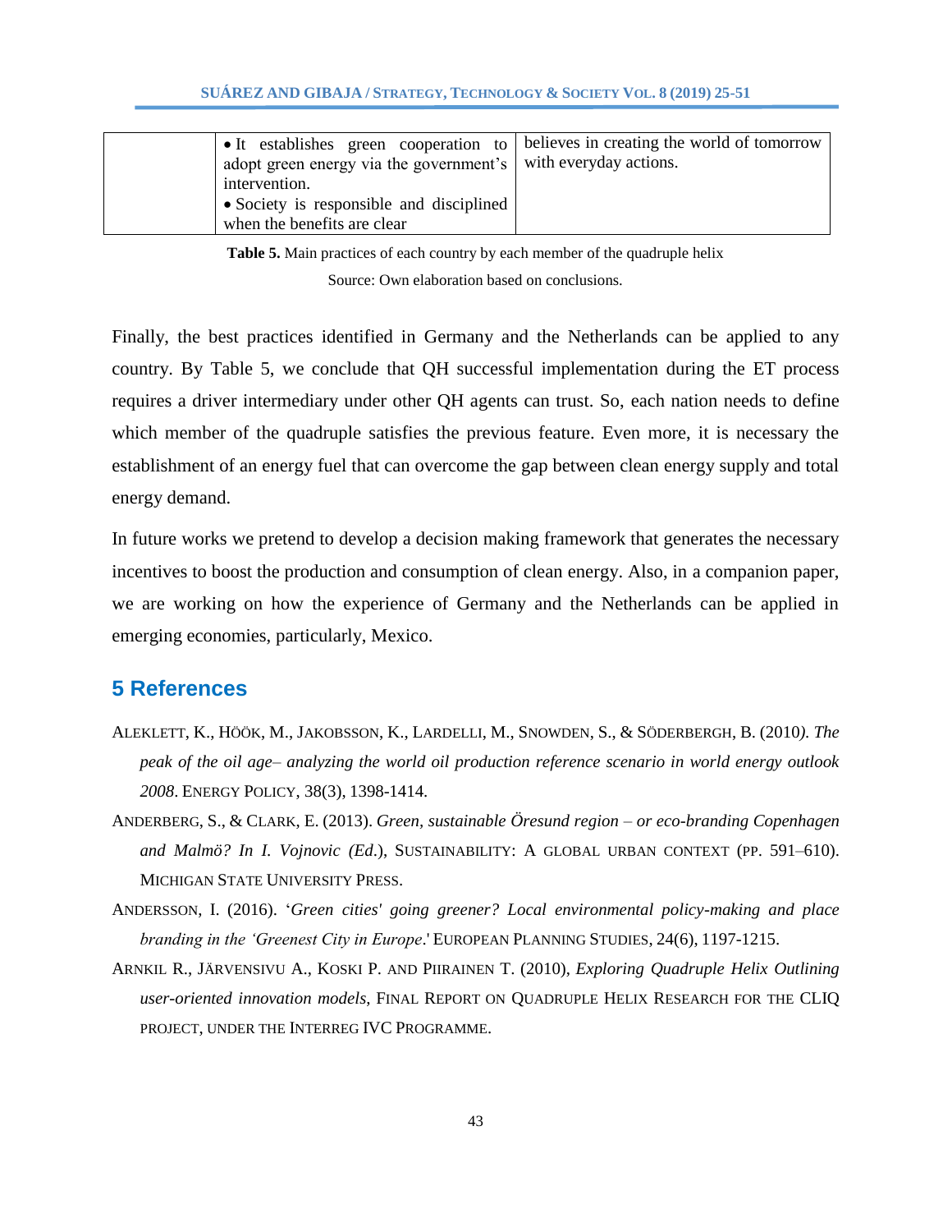|  | • It establishes green cooperation to adopt green energy via the government's intervention.<br>• Society is responsible and disciplined when the benefits are clear | believes in creating the world of tomorrow with everyday actions. |
|---|---|---|

**Table 5.** Main practices of each country by each member of the quadruple helix

Source: Own elaboration based on conclusions.

Finally, the best practices identified in Germany and the Netherlands can be applied to any country. By Table 5, we conclude that QH successful implementation during the ET process requires a driver intermediary under other QH agents can trust. So, each nation needs to define which member of the quadruple satisfies the previous feature. Even more, it is necessary the establishment of an energy fuel that can overcome the gap between clean energy supply and total energy demand.

In future works we pretend to develop a decision making framework that generates the necessary incentives to boost the production and consumption of clean energy. Also, in a companion paper, we are working on how the experience of Germany and the Netherlands can be applied in emerging economies, particularly, Mexico.

## 5 References

ALEKLETT, K., HÖÖK, M., JAKOBSSON, K., LARDELLI, M., SNOWDEN, S., & SÖDERBERGH, B. (2010*). The peak of the oil age– analyzing the world oil production reference scenario in world energy outlook 2008*. ENERGY POLICY, 38(3), 1398-1414.

ANDERBERG, S., & CLARK, E. (2013). *Green, sustainable Öresund region – or eco-branding Copenhagen and Malmö? In I. Vojnovic (Ed*.), SUSTAINABILITY: A GLOBAL URBAN CONTEXT (PP. 591–610). MICHIGAN STATE UNIVERSITY PRESS.

ANDERSSON, I. (2016). '*Green cities' going greener? Local environmental policy-making and place branding in the 'Greenest City in Europe*.' EUROPEAN PLANNING STUDIES, 24(6), 1197-1215.

ARNKIL R., JÄRVENSIVU A., KOSKI P. AND PIIRAINEN T. (2010), *Exploring Quadruple Helix Outlining user-oriented innovation models,* FINAL REPORT ON QUADRUPLE HELIX RESEARCH FOR THE CLIQ PROJECT, UNDER THE INTERREG IVC PROGRAMME.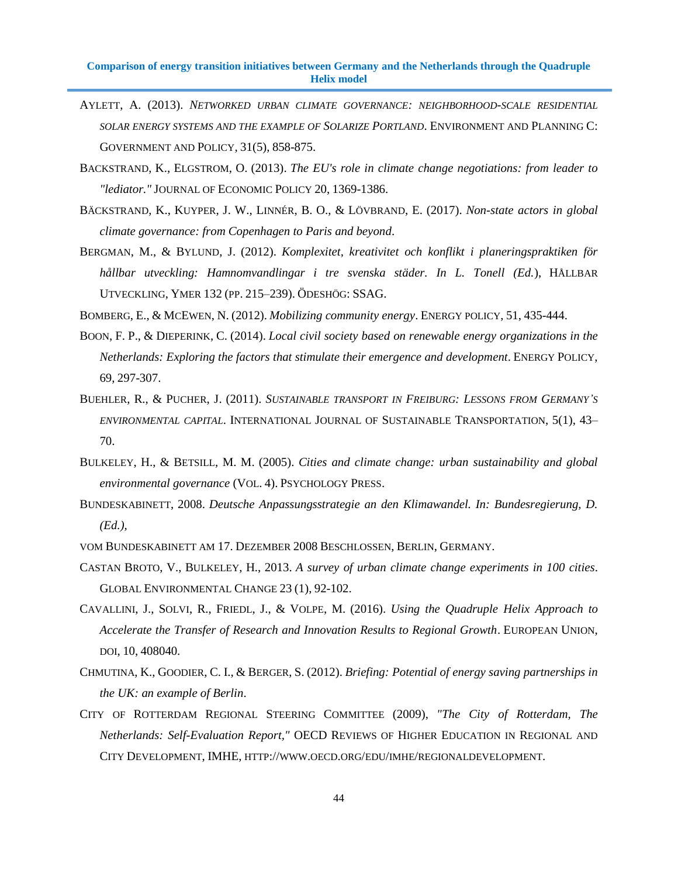Aylett, A. (2013). *Networked urban climate governance: neighborhood-scale residential solar energy systems and the example of Solarize Portland*. Environment and Planning C: Government and Policy, 31(5), 858-875.

Backstrand, K., Elgstrom, O. (2013). *The EU's role in climate change negotiations: from leader to "lediator."* Journal of Economic Policy 20, 1369-1386.

Bäckstrand, K., Kuyper, J. W., Linnér, B. O., & Lövbrand, E. (2017). *Non-state actors in global climate governance: from Copenhagen to Paris and beyond*.

Bergman, M., & Bylund, J. (2012). *Komplexitet, kreativitet och konflikt i planeringspraktiken för hållbar utveckling: Hamnomvandlingar i tre svenska städer. In L. Tonell (Ed.)*, Hållbar Utveckling, Ymer 132 (pp. 215–239). Ödeshög: SSAG.

Bomberg, E., & McEwen, N. (2012). *Mobilizing community energy*. Energy policy, 51, 435-444.

Boon, F. P., & Dieperink, C. (2014). *Local civil society based on renewable energy organizations in the Netherlands: Exploring the factors that stimulate their emergence and development*. Energy Policy, 69, 297-307.

Buehler, R., & Pucher, J. (2011). *Sustainable transport in Freiburg: Lessons from Germany's environmental capital*. International Journal of Sustainable Transportation, 5(1), 43–70.

Bulkeley, H., & Betsill, M. M. (2005). *Cities and climate change: urban sustainability and global environmental governance* (Vol. 4). Psychology Press.

Bundeskabinett, 2008. *Deutsche Anpassungsstrategie an den Klimawandel. In: Bundesregierung, D. (Ed.),*

vom Bundeskabinett am 17. Dezember 2008 beschlossen, Berlin, Germany.

Castan Broto, V., Bulkeley, H., 2013. *A survey of urban climate change experiments in 100 cities*. Global Environmental Change 23 (1), 92-102.

Cavallini, J., Solvi, R., Friedl, J., & Volpe, M. (2016). *Using the Quadruple Helix Approach to Accelerate the Transfer of Research and Innovation Results to Regional Growth*. European Union, doi, 10, 408040.

Chmutina, K., Goodier, C. I., & Berger, S. (2012). *Briefing: Potential of energy saving partnerships in the UK: an example of Berlin*.

City of Rotterdam Regional Steering Committee (2009), *"The City of Rotterdam, The Netherlands: Self-Evaluation Report,"* OECD Reviews of Higher Education in Regional and City Development, IMHE, http://www.oecd.org/edu/imhe/regionaldevelopment.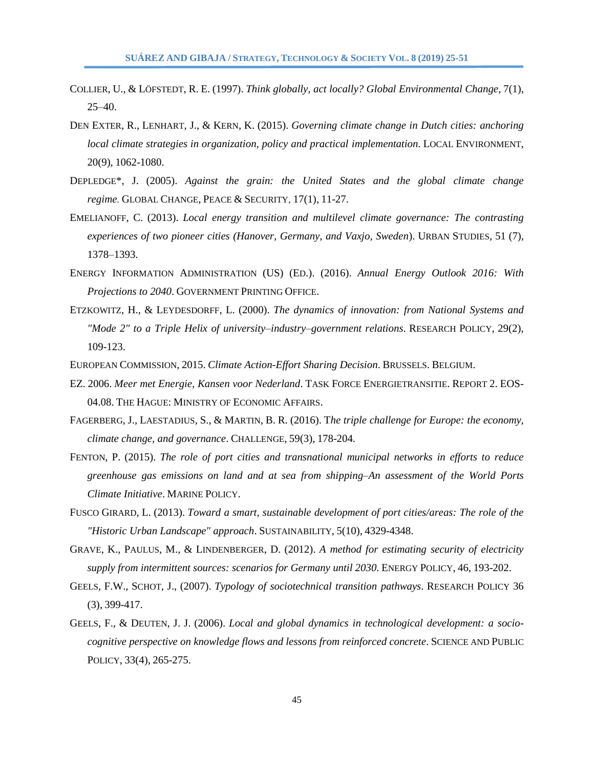Collier, U., & Löfstedt, R. E. (1997). *Think globally, act locally? Global Environmental Change*, 7(1), 25–40.

Den Exter, R., Lenhart, J., & Kern, K. (2015). *Governing climate change in Dutch cities: anchoring local climate strategies in organization, policy and practical implementation*. Local Environment, 20(9), 1062-1080.

Depledge*, J. (2005). *Against the grain: the United States and the global climate change regime.* Global Change, Peace & Security, 17(1), 11-27.

Emelianoff, C. (2013). *Local energy transition and multilevel climate governance: The contrasting experiences of two pioneer cities (Hanover, Germany, and Vaxjo, Sweden*). Urban Studies, 51 (7), 1378–1393.

Energy Information Administration (US) (Ed.). (2016). *Annual Energy Outlook 2016: With Projections to 2040*. Government Printing Office.

Etzkowitz, H., & Leydesdorff, L. (2000). *The dynamics of innovation: from National Systems and "Mode 2" to a Triple Helix of university–industry–government relations*. Research Policy, 29(2), 109-123.

European Commission, 2015. *Climate Action-Effort Sharing Decision*. Brussels. Belgium.

EZ. 2006. *Meer met Energie, Kansen voor Nederland*. Task Force Energietransitie. Report 2. EOS-04.08. The Hague: Ministry of Economic Affairs.

Fagerberg, J., Laestadius, S., & Martin, B. R. (2016). T*he triple challenge for Europe: the economy, climate change, and governance*. Challenge, 59(3), 178-204.

Fenton, P. (2015). *The role of port cities and transnational municipal networks in efforts to reduce greenhouse gas emissions on land and at sea from shipping–An assessment of the World Ports Climate Initiative*. Marine Policy.

Fusco Girard, L. (2013). *Toward a smart, sustainable development of port cities/areas: The role of the "Historic Urban Landscape" approach*. Sustainability, 5(10), 4329-4348.

Grave, K., Paulus, M., & Lindenberger, D. (2012). *A method for estimating security of electricity supply from intermittent sources: scenarios for Germany until 2030.* Energy Policy, 46, 193-202.

Geels, F.W., Schot, J., (2007). *Typology of sociotechnical transition pathways*. Research Policy 36 (3), 399-417.

Geels, F., & Deuten, J. J. (2006). *Local and global dynamics in technological development: a socio-cognitive perspective on knowledge flows and lessons from reinforced concrete*. Science and Public Policy, 33(4), 265-275.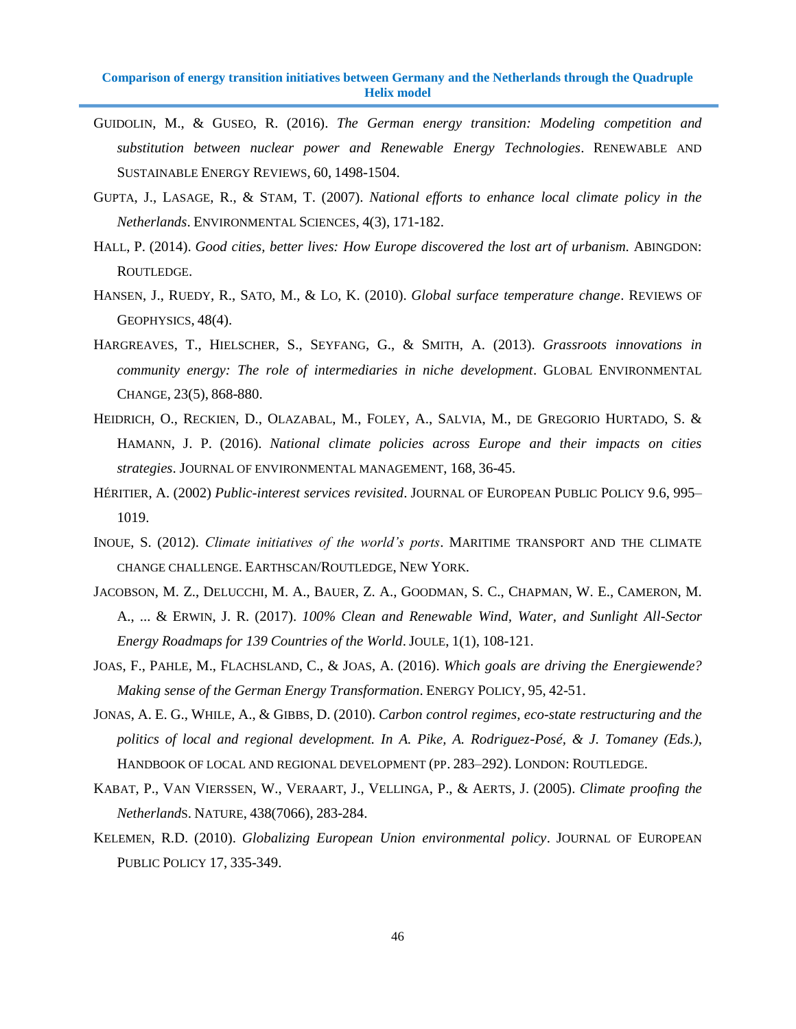GUIDOLIN, M., & GUSEO, R. (2016). *The German energy transition: Modeling competition and substitution between nuclear power and Renewable Energy Technologies*. RENEWABLE AND SUSTAINABLE ENERGY REVIEWS, 60, 1498-1504.

GUPTA, J., LASAGE, R., & STAM, T. (2007). *National efforts to enhance local climate policy in the Netherlands*. ENVIRONMENTAL SCIENCES, 4(3), 171-182.

HALL, P. (2014). *Good cities, better lives: How Europe discovered the lost art of urbanism.* ABINGDON: ROUTLEDGE.

HANSEN, J., RUEDY, R., SATO, M., & LO, K. (2010). *Global surface temperature change*. REVIEWS OF GEOPHYSICS, 48(4).

HARGREAVES, T., HIELSCHER, S., SEYFANG, G., & SMITH, A. (2013). *Grassroots innovations in community energy: The role of intermediaries in niche development*. GLOBAL ENVIRONMENTAL CHANGE, 23(5), 868-880.

HEIDRICH, O., RECKIEN, D., OLAZABAL, M., FOLEY, A., SALVIA, M., DE GREGORIO HURTADO, S. & HAMANN, J. P. (2016). *National climate policies across Europe and their impacts on cities strategies*. JOURNAL OF ENVIRONMENTAL MANAGEMENT, 168, 36-45.

HÉRITIER, A. (2002) *Public-interest services revisited*. JOURNAL OF EUROPEAN PUBLIC POLICY 9.6, 995–1019.

INOUE, S. (2012). *Climate initiatives of the world's ports*. MARITIME TRANSPORT AND THE CLIMATE CHANGE CHALLENGE. EARTHSCAN/ROUTLEDGE, NEW YORK.

JACOBSON, M. Z., DELUCCHI, M. A., BAUER, Z. A., GOODMAN, S. C., CHAPMAN, W. E., CAMERON, M. A., ... & ERWIN, J. R. (2017). *100% Clean and Renewable Wind, Water, and Sunlight All-Sector Energy Roadmaps for 139 Countries of the World*. JOULE, 1(1), 108-121.

JOAS, F., PAHLE, M., FLACHSLAND, C., & JOAS, A. (2016). *Which goals are driving the Energiewende? Making sense of the German Energy Transformation*. ENERGY POLICY, 95, 42-51.

JONAS, A. E. G., WHILE, A., & GIBBS, D. (2010). *Carbon control regimes, eco-state restructuring and the politics of local and regional development. In A. Pike, A. Rodriguez-Posé, & J. Tomaney (Eds.),* HANDBOOK OF LOCAL AND REGIONAL DEVELOPMENT (PP. 283–292). LONDON: ROUTLEDGE.

KABAT, P., VAN VIERSSEN, W., VERAART, J., VELLINGA, P., & AERTS, J. (2005). *Climate proofing the Netherland*S. NATURE, 438(7066), 283-284.

KELEMEN, R.D. (2010). *Globalizing European Union environmental policy*. JOURNAL OF EUROPEAN PUBLIC POLICY 17, 335-349.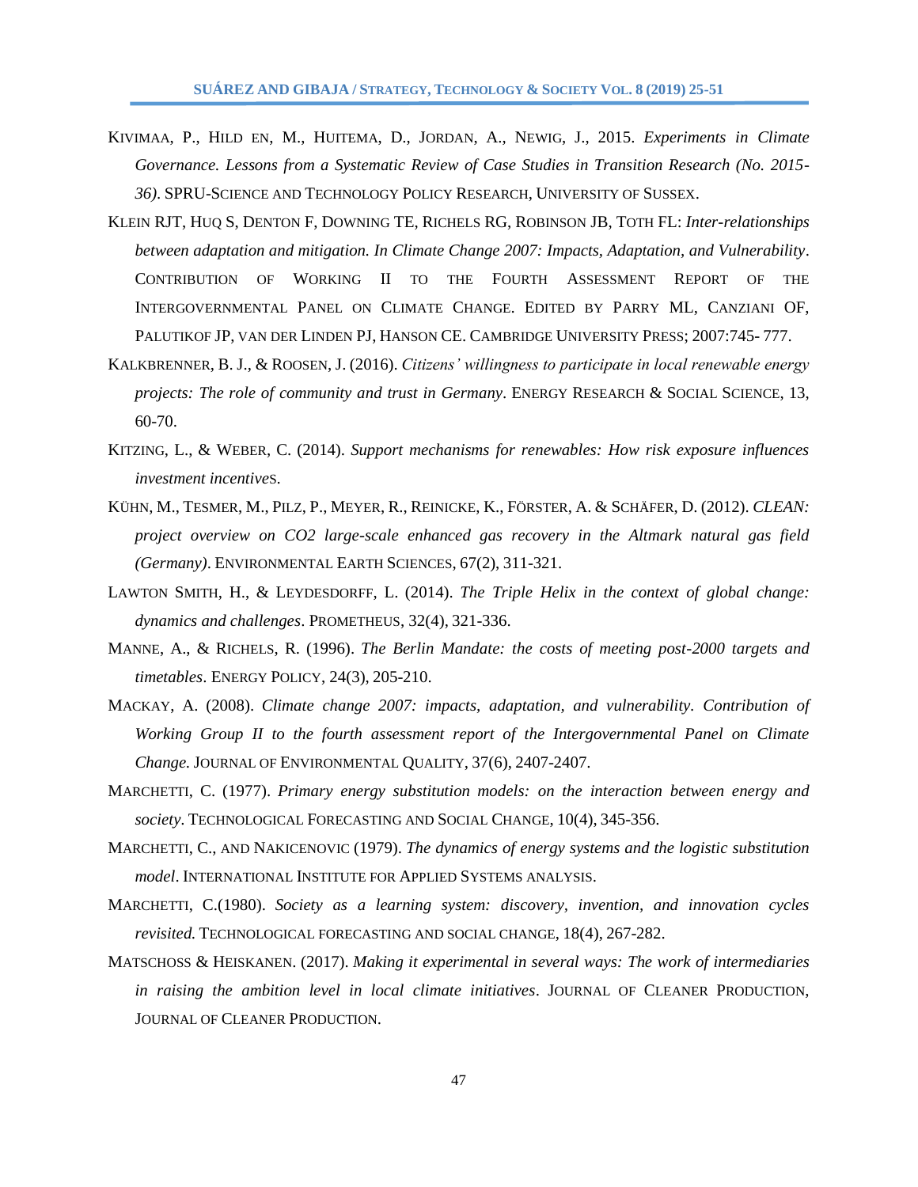Kivimaa, P., Hild en, M., Huitema, D., Jordan, A., Newig, J., 2015. *Experiments in Climate Governance. Lessons from a Systematic Review of Case Studies in Transition Research (No. 2015-36).* SPRU-Science and Technology Policy Research, University of Sussex.

Klein RJT, Huq S, Denton F, Downing TE, Richels RG, Robinson JB, Toth FL: *Inter-relationships between adaptation and mitigation. In Climate Change 2007: Impacts, Adaptation, and Vulnerability*. Contribution of Working II to the Fourth Assessment Report of the Intergovernmental Panel on Climate Change. Edited by Parry ML, Canziani OF, Palutikof JP, van der Linden PJ, Hanson CE. Cambridge University Press; 2007:745- 777.

Kalkbrenner, B. J., & Roosen, J. (2016). *Citizens' willingness to participate in local renewable energy projects: The role of community and trust in Germany*. Energy Research & Social Science, 13, 60-70.

Kitzing, L., & Weber, C. (2014). *Support mechanisms for renewables: How risk exposure influences investment incentive*s.

Kühn, M., Tesmer, M., Pilz, P., Meyer, R., Reinicke, K., Förster, A. & Schäfer, D. (2012). *CLEAN: project overview on CO2 large-scale enhanced gas recovery in the Altmark natural gas field (Germany)*. Environmental Earth Sciences, 67(2), 311-321.

Lawton Smith, H., & Leydesdorff, L. (2014). *The Triple Helix in the context of global change: dynamics and challenges*. Prometheus, 32(4), 321-336.

Manne, A., & Richels, R. (1996). *The Berlin Mandate: the costs of meeting post-2000 targets and timetables*. Energy Policy, 24(3), 205-210.

Mackay, A. (2008). *Climate change 2007: impacts, adaptation, and vulnerability. Contribution of Working Group II to the fourth assessment report of the Intergovernmental Panel on Climate Change.* Journal of Environmental Quality, 37(6), 2407-2407.

Marchetti, C. (1977). *Primary energy substitution models: on the interaction between energy and society*. Technological Forecasting and Social Change, 10(4), 345-356.

Marchetti, C., and Nakicenovic (1979). *The dynamics of energy systems and the logistic substitution model*. International Institute for Applied Systems analysis.

Marchetti, C.(1980). *Society as a learning system: discovery, invention, and innovation cycles revisited.* Technological forecasting and social change, 18(4), 267-282.

Matschoss & Heiskanen. (2017). *Making it experimental in several ways: The work of intermediaries in raising the ambition level in local climate initiatives*. Journal of Cleaner Production, Journal of Cleaner Production.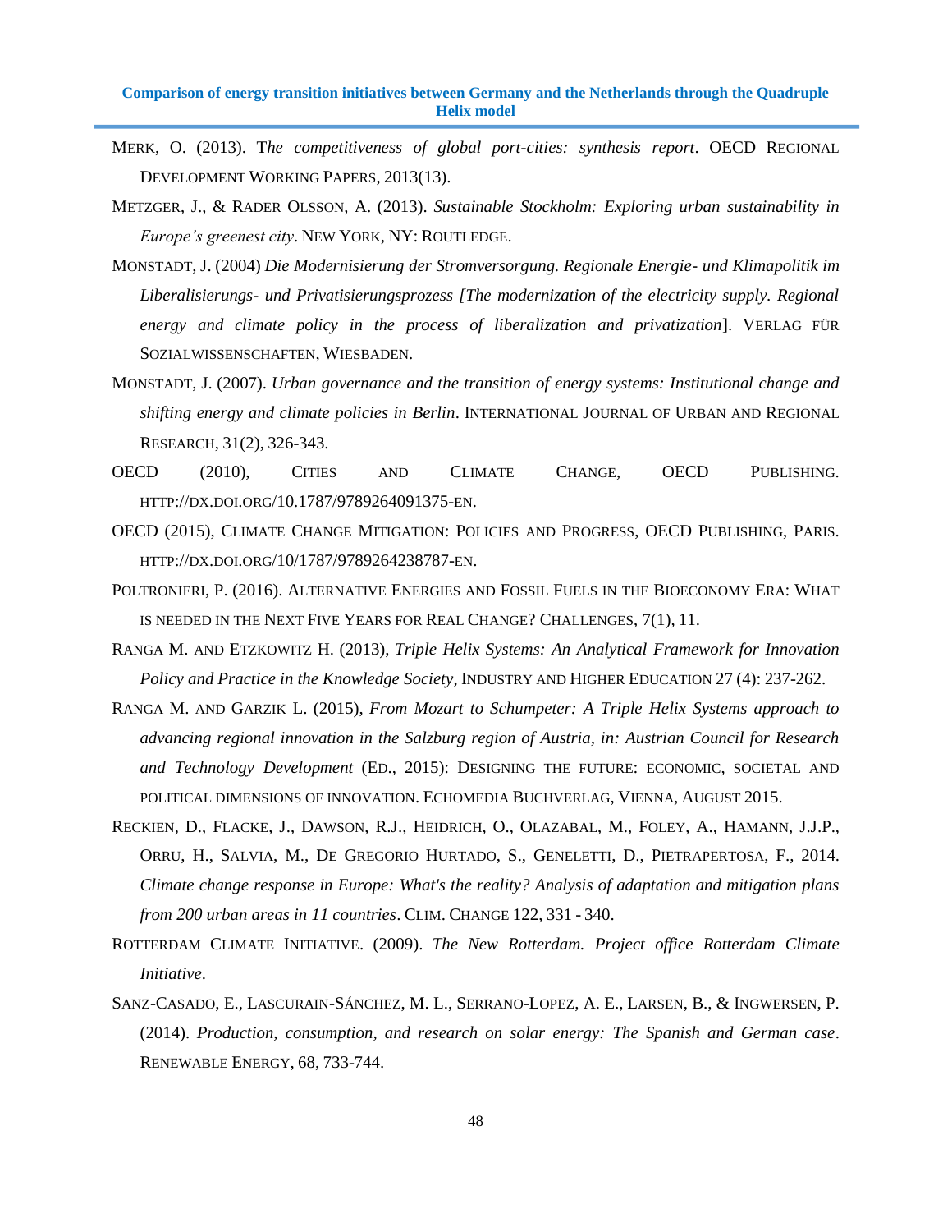Merk, O. (2013). T*he competitiveness of global port-cities: synthesis report*. OECD Regional Development Working Papers, 2013(13).

Metzger, J., & Rader Olsson, A. (2013). *Sustainable Stockholm: Exploring urban sustainability in Europe's greenest city*. New York, NY: Routledge.

Monstadt, J. (2004) *Die Modernisierung der Stromversorgung. Regionale Energie- und Klimapolitik im Liberalisierungs- und Privatisierungsprozess [The modernization of the electricity supply. Regional energy and climate policy in the process of liberalization and privatization*]. Verlag für Sozialwissenschaften, Wiesbaden.

Monstadt, J. (2007). *Urban governance and the transition of energy systems: Institutional change and shifting energy and climate policies in Berlin*. International Journal of Urban and Regional Research, 31(2), 326-343.

OECD (2010), Cities and Climate Change, OECD Publishing. http://dx.doi.org/10.1787/9789264091375-en.

OECD (2015), Climate Change Mitigation: Policies and Progress, OECD Publishing, Paris. http://dx.doi.org/10/1787/9789264238787-en.

Poltronieri, P. (2016). Alternative Energies and Fossil Fuels in the Bioeconomy Era: What is needed in the Next Five Years for Real Change? Challenges, 7(1), 11.

Ranga M. and Etzkowitz H. (2013), *Triple Helix Systems: An Analytical Framework for Innovation Policy and Practice in the Knowledge Society*, Industry and Higher Education 27 (4): 237-262.

Ranga M. and Garzik L. (2015), *From Mozart to Schumpeter: A Triple Helix Systems approach to advancing regional innovation in the Salzburg region of Austria, in: Austrian Council for Research and Technology Development* (Ed., 2015): Designing the future: economic, societal and political dimensions of innovation. Echomedia Buchverlag, Vienna, August 2015.

Reckien, D., Flacke, J., Dawson, R.J., Heidrich, O., Olazabal, M., Foley, A., Hamann, J.J.P., Orru, H., Salvia, M., De Gregorio Hurtado, S., Geneletti, D., Pietrapertosa, F., 2014. *Climate change response in Europe: What's the reality? Analysis of adaptation and mitigation plans from 200 urban areas in 11 countries*. Clim. Change 122, 331 - 340.

Rotterdam Climate Initiative. (2009). *The New Rotterdam. Project office Rotterdam Climate Initiative*.

Sanz-Casado, E., Lascurain-Sánchez, M. L., Serrano-Lopez, A. E., Larsen, B., & Ingwersen, P. (2014). *Production, consumption, and research on solar energy: The Spanish and German case*. Renewable Energy, 68, 733-744.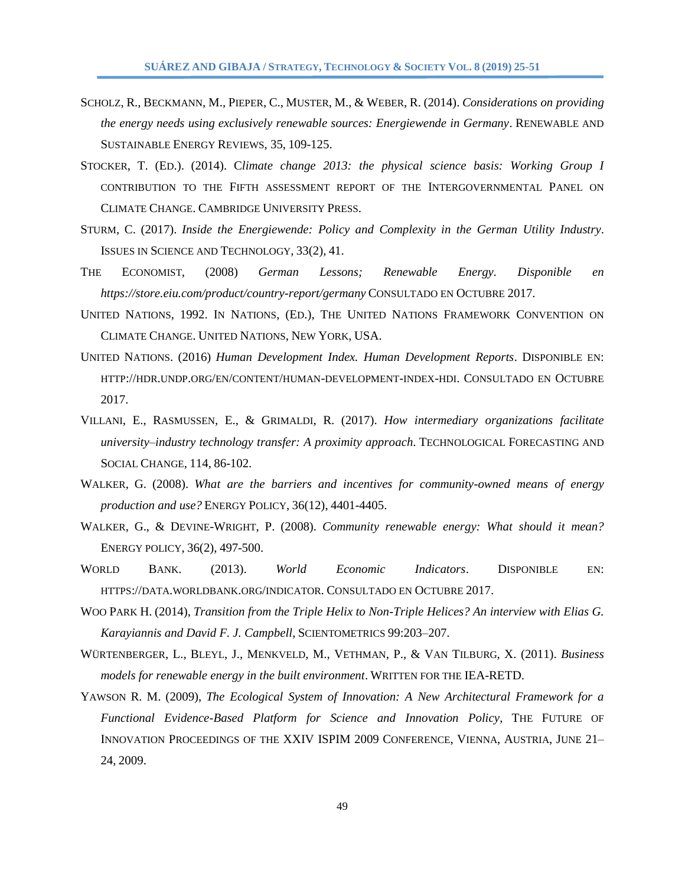Scholz, R., Beckmann, M., Pieper, C., Muster, M., & Weber, R. (2014). *Considerations on providing the energy needs using exclusively renewable sources: Energiewende in Germany*. Renewable and Sustainable Energy Reviews, 35, 109-125.

Stocker, T. (Ed.). (2014). C*limate change 2013: the physical science basis: Working Group I* contribution to the Fifth assessment report of the Intergovernmental Panel on Climate Change. Cambridge University Press.

Sturm, C. (2017). *Inside the Energiewende: Policy and Complexity in the German Utility Industry*. Issues in Science and Technology, 33(2), 41.

The Economist, (2008) *German Lessons; Renewable Energy. Disponible en https://store.eiu.com/product/country-report/germany* Consultado en Octubre 2017.

United Nations, 1992. In Nations, (Ed.), The United Nations Framework Convention on Climate Change. United Nations, New York, USA.

United Nations. (2016) *Human Development Index. Human Development Reports*. Disponible en: http://hdr.undp.org/en/content/human-development-index-hdi. Consultado en Octubre 2017.

Villani, E., Rasmussen, E., & Grimaldi, R. (2017). *How intermediary organizations facilitate university–industry technology transfer: A proximity approach*. Technological Forecasting and Social Change, 114, 86-102.

Walker, G. (2008). *What are the barriers and incentives for community-owned means of energy production and use?* Energy Policy, 36(12), 4401-4405.

Walker, G., & Devine-Wright, P. (2008). *Community renewable energy: What should it mean?* Energy policy, 36(2), 497-500.

World Bank. (2013). *World Economic Indicators*. Disponible en: https://data.worldbank.org/indicator. Consultado en Octubre 2017.

Woo Park H. (2014), *Transition from the Triple Helix to Non-Triple Helices? An interview with Elias G. Karayiannis and David F. J. Campbell*, Scientometrics 99:203–207.

Würtenberger, L., Bleyl, J., Menkveld, M., Vethman, P., & Van Tilburg, X. (2011). *Business models for renewable energy in the built environment*. Written for the IEA-RETD.

Yawson R. M. (2009), *The Ecological System of Innovation: A New Architectural Framework for a Functional Evidence-Based Platform for Science and Innovation Policy*, The Future of Innovation Proceedings of the XXIV ISPIM 2009 Conference, Vienna, Austria, June 21–24, 2009.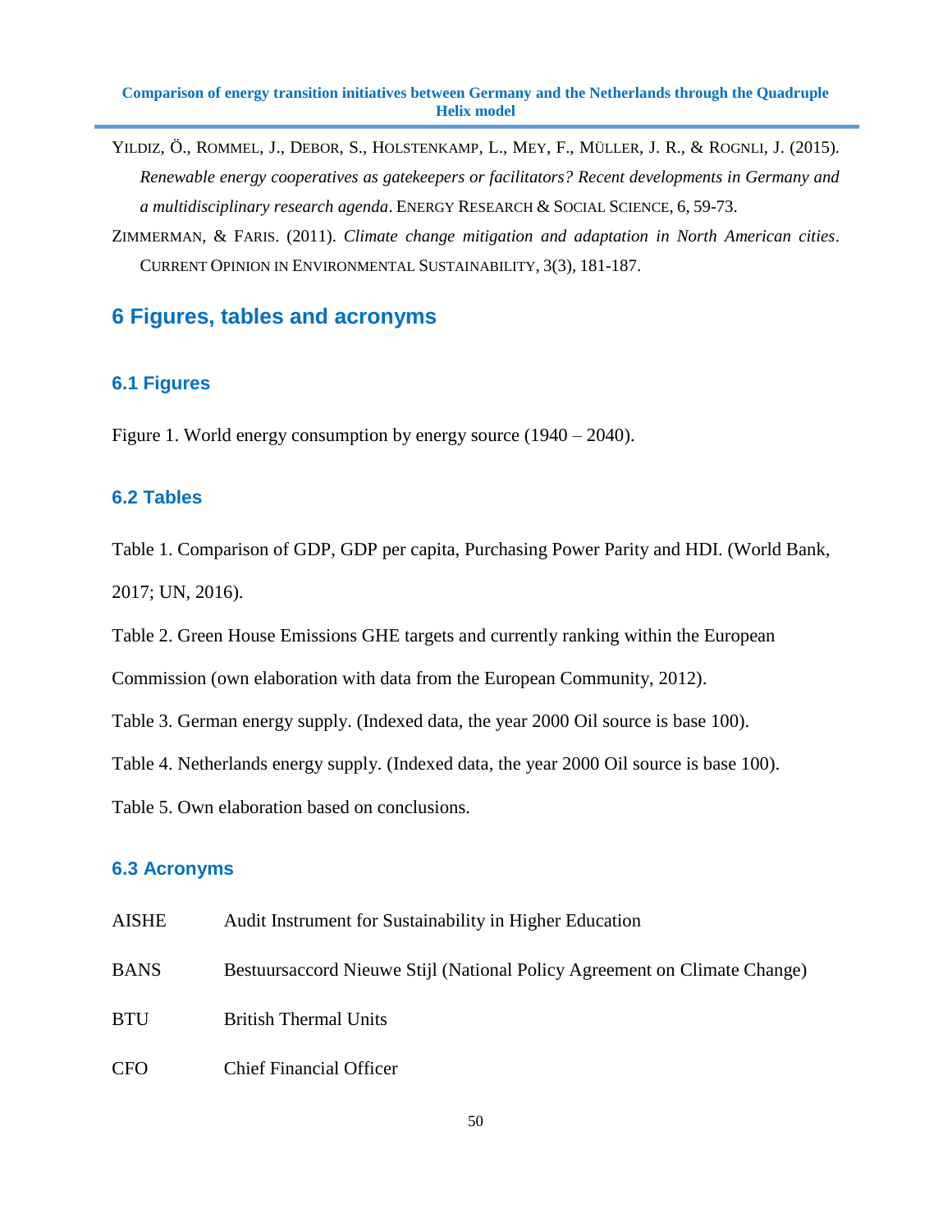YILDIZ, Ö., ROMMEL, J., DEBOR, S., HOLSTENKAMP, L., MEY, F., MÜLLER, J. R., & ROGNLI, J. (2015). *Renewable energy cooperatives as gatekeepers or facilitators? Recent developments in Germany and a multidisciplinary research agenda*. ENERGY RESEARCH & SOCIAL SCIENCE, 6, 59-73.

ZIMMERMAN, & FARIS. (2011). *Climate change mitigation and adaptation in North American cities*. CURRENT OPINION IN ENVIRONMENTAL SUSTAINABILITY, 3(3), 181-187.

# 6 Figures, tables and acronyms

## 6.1 Figures

Figure 1. World energy consumption by energy source (1940 – 2040).

## 6.2 Tables

Table 1. Comparison of GDP, GDP per capita, Purchasing Power Parity and HDI. (World Bank, 2017; UN, 2016).

Table 2. Green House Emissions GHE targets and currently ranking within the European Commission (own elaboration with data from the European Community, 2012).

Table 3. German energy supply. (Indexed data, the year 2000 Oil source is base 100).

Table 4. Netherlands energy supply. (Indexed data, the year 2000 Oil source is base 100).

Table 5. Own elaboration based on conclusions.

## 6.3 Acronyms

| | |
|---|---|
| AISHE | Audit Instrument for Sustainability in Higher Education |
| BANS | Bestuursaccord Nieuwe Stijl (National Policy Agreement on Climate Change) |
| BTU | British Thermal Units |
| CFO | Chief Financial Officer |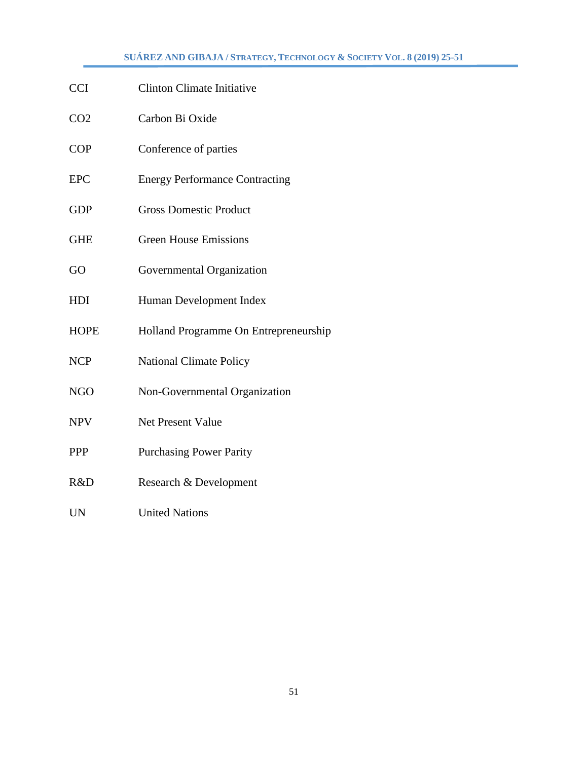| | |
|---|---|
| CCI | Clinton Climate Initiative |
| CO2 | Carbon Bi Oxide |
| COP | Conference of parties |
| EPC | Energy Performance Contracting |
| GDP | Gross Domestic Product |
| GHE | Green House Emissions |
| GO | Governmental Organization |
| HDI | Human Development Index |
| HOPE | Holland Programme On Entrepreneurship |
| NCP | National Climate Policy |
| NGO | Non-Governmental Organization |
| NPV | Net Present Value |
| PPP | Purchasing Power Parity |
| R&D | Research & Development |
| UN | United Nations |